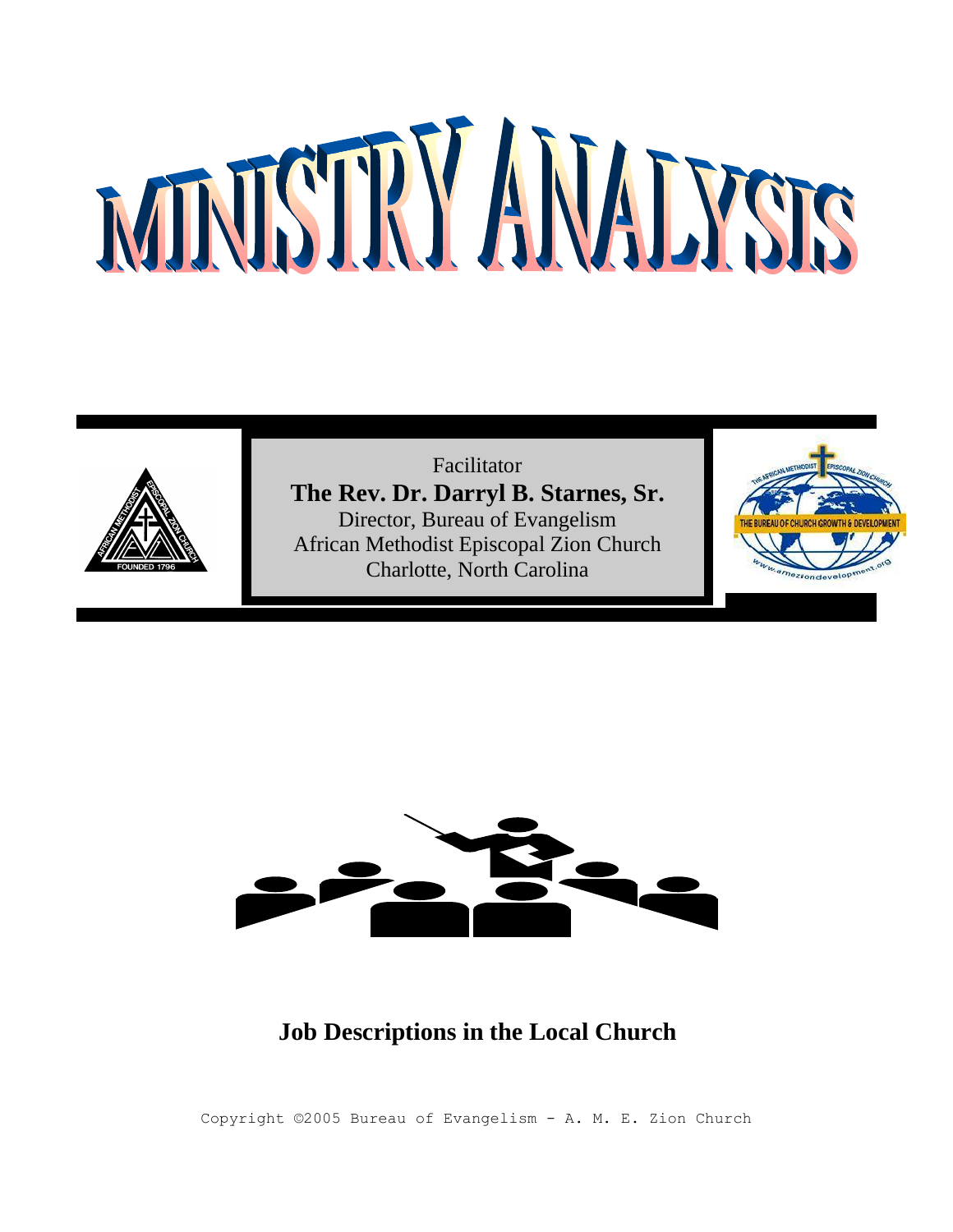# MINISTRY ANALYSIS

Facilitator

**The Rev. Dr. Darryl B. Starnes, Sr.**

Director, Bureau of Evangelism

African Methodist Episcopal Zion Church

Charlotte, North Carolina

## Job Descriptions in the Local Church

Copyright ©2005 Bureau of Evangelism - A. M. E. Zion Church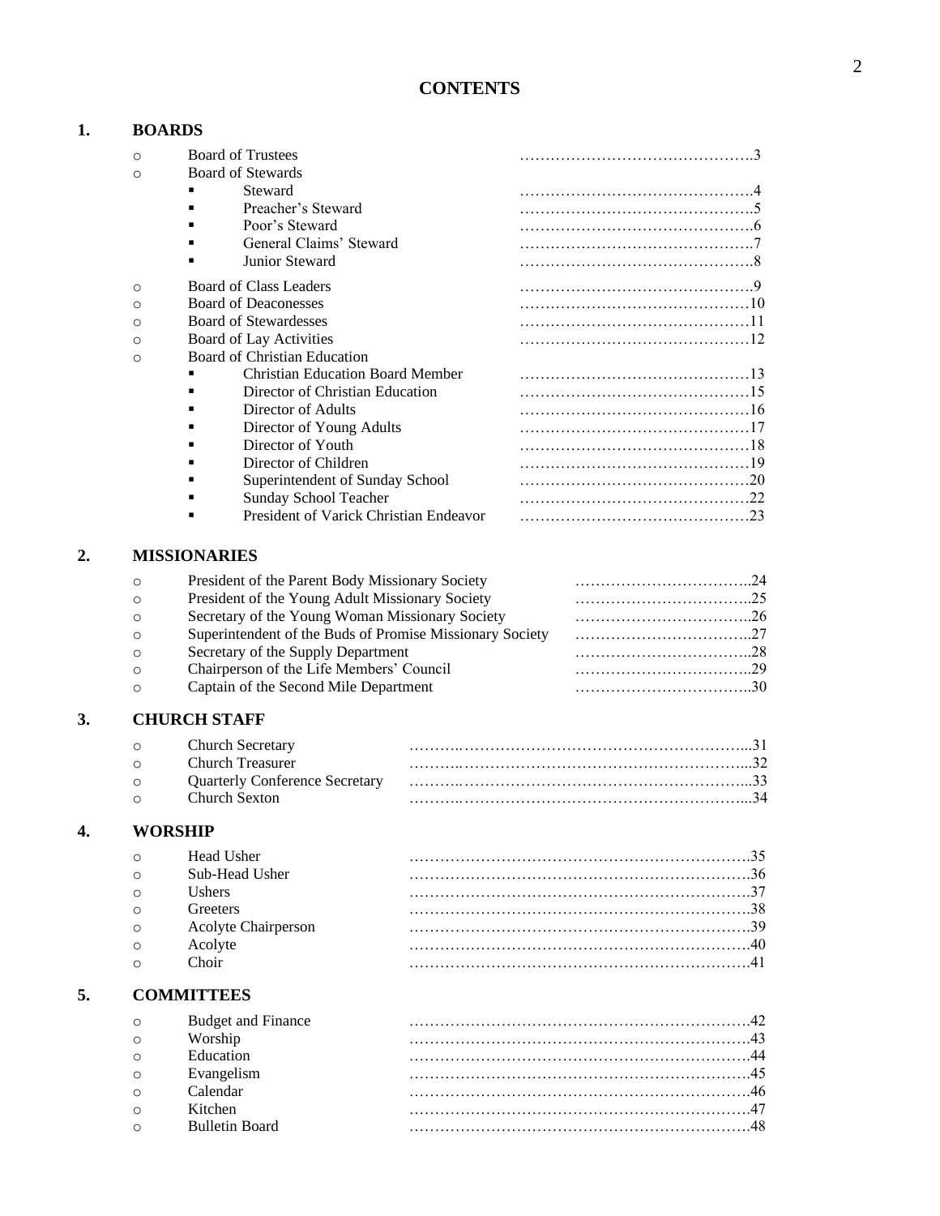# CONTENTS

## 1. BOARDS

- Board of Trustees ……………………………………….3
- Board of Stewards
  - Steward ……………………………………….4
  - Preacher's Steward ……………………………………….5
  - Poor's Steward ……………………………………….6
  - General Claims' Steward ……………………………………….7
  - Junior Steward ……………………………………….8
- Board of Class Leaders ……………………………………….9
- Board of Deaconesses ……………………………………….10
- Board of Stewardesses ……………………………………….11
- Board of Lay Activities ……………………………………….12
- Board of Christian Education
  - Christian Education Board Member ……………………………………….13
  - Director of Christian Education ……………………………………….15
  - Director of Adults ……………………………………….16
  - Director of Young Adults ……………………………………….17
  - Director of Youth ……………………………………….18
  - Director of Children ……………………………………….19
  - Superintendent of Sunday School ……………………………………….20
  - Sunday School Teacher ……………………………………….22
  - President of Varick Christian Endeavor ……………………………………….23

## 2. MISSIONARIES

- President of the Parent Body Missionary Society ……………………………..24
- President of the Young Adult Missionary Society ……………………………..25
- Secretary of the Young Woman Missionary Society ……………………………..26
- Superintendent of the Buds of Promise Missionary Society ……………………………..27
- Secretary of the Supply Department ……………………………..28
- Chairperson of the Life Members' Council ……………………………..29
- Captain of the Second Mile Department ……………………………..30

## 3. CHURCH STAFF

- Church Secretary ………..…………………………………………………...31
- Church Treasurer ………..…………………………………………………...32
- Quarterly Conference Secretary ………..…………………………………………………...33
- Church Sexton ………..…………………………………………………...34

## 4. WORSHIP

- Head Usher ………………………………………………………….35
- Sub-Head Usher ………………………………………………………….36
- Ushers ………………………………………………………….37
- Greeters ………………………………………………………….38
- Acolyte Chairperson ………………………………………………………….39
- Acolyte ………………………………………………………….40
- Choir ………………………………………………………….41

## 5. COMMITTEES

- Budget and Finance ………………………………………………………….42
- Worship ………………………………………………………….43
- Education ………………………………………………………….44
- Evangelism ………………………………………………………….45
- Calendar ………………………………………………………….46
- Kitchen ………………………………………………………….47
- Bulletin Board ………………………………………………………….48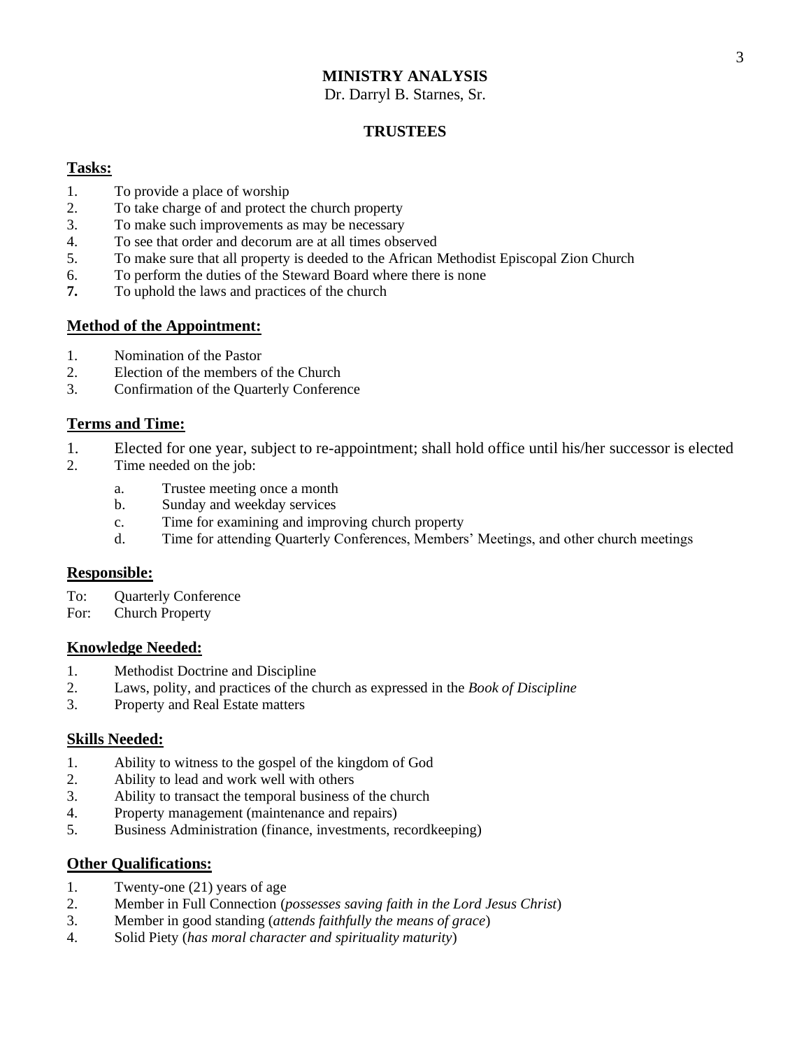# MINISTRY ANALYSIS

Dr. Darryl B. Starnes, Sr.

## TRUSTEES

### Tasks:

1. To provide a place of worship
2. To take charge of and protect the church property
3. To make such improvements as may be necessary
4. To see that order and decorum are at all times observed
5. To make sure that all property is deeded to the African Methodist Episcopal Zion Church
6. To perform the duties of the Steward Board where there is none
7. To uphold the laws and practices of the church

### Method of the Appointment:

1. Nomination of the Pastor
2. Election of the members of the Church
3. Confirmation of the Quarterly Conference

### Terms and Time:

1. Elected for one year, subject to re-appointment; shall hold office until his/her successor is elected
2. Time needed on the job:
   a. Trustee meeting once a month
   b. Sunday and weekday services
   c. Time for examining and improving church property
   d. Time for attending Quarterly Conferences, Members' Meetings, and other church meetings

### Responsible:

To: Quarterly Conference
For: Church Property

### Knowledge Needed:

1. Methodist Doctrine and Discipline
2. Laws, polity, and practices of the church as expressed in the *Book of Discipline*
3. Property and Real Estate matters

### Skills Needed:

1. Ability to witness to the gospel of the kingdom of God
2. Ability to lead and work well with others
3. Ability to transact the temporal business of the church
4. Property management (maintenance and repairs)
5. Business Administration (finance, investments, recordkeeping)

### Other Qualifications:

1. Twenty-one (21) years of age
2. Member in Full Connection (*possesses saving faith in the Lord Jesus Christ*)
3. Member in good standing (*attends faithfully the means of grace*)
4. Solid Piety (*has moral character and spirituality maturity*)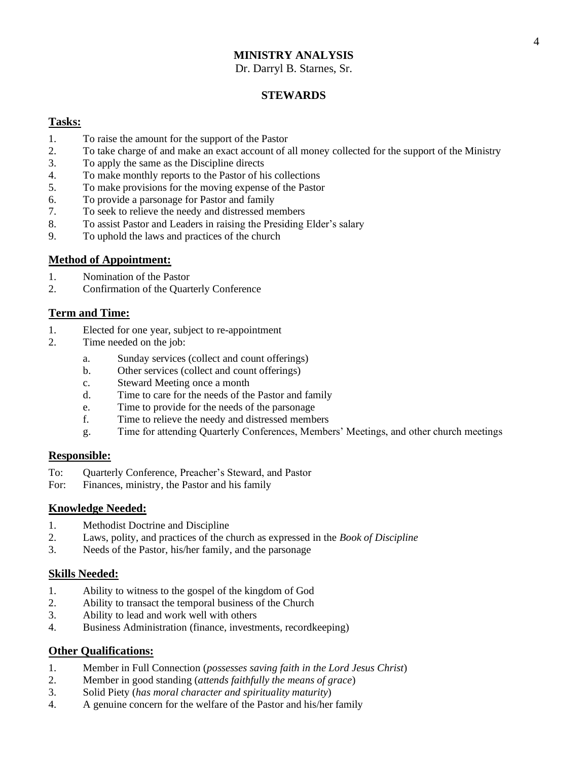# MINISTRY ANALYSIS

Dr. Darryl B. Starnes, Sr.

## STEWARDS

### Tasks:

1. To raise the amount for the support of the Pastor
2. To take charge of and make an exact account of all money collected for the support of the Ministry
3. To apply the same as the Discipline directs
4. To make monthly reports to the Pastor of his collections
5. To make provisions for the moving expense of the Pastor
6. To provide a parsonage for Pastor and family
7. To seek to relieve the needy and distressed members
8. To assist Pastor and Leaders in raising the Presiding Elder's salary
9. To uphold the laws and practices of the church

### Method of Appointment:

1. Nomination of the Pastor
2. Confirmation of the Quarterly Conference

### Term and Time:

1. Elected for one year, subject to re-appointment
2. Time needed on the job:
   a. Sunday services (collect and count offerings)
   b. Other services (collect and count offerings)
   c. Steward Meeting once a month
   d. Time to care for the needs of the Pastor and family
   e. Time to provide for the needs of the parsonage
   f. Time to relieve the needy and distressed members
   g. Time for attending Quarterly Conferences, Members' Meetings, and other church meetings

### Responsible:

To: Quarterly Conference, Preacher's Steward, and Pastor
For: Finances, ministry, the Pastor and his family

### Knowledge Needed:

1. Methodist Doctrine and Discipline
2. Laws, polity, and practices of the church as expressed in the *Book of Discipline*
3. Needs of the Pastor, his/her family, and the parsonage

### Skills Needed:

1. Ability to witness to the gospel of the kingdom of God
2. Ability to transact the temporal business of the Church
3. Ability to lead and work well with others
4. Business Administration (finance, investments, recordkeeping)

### Other Qualifications:

1. Member in Full Connection (*possesses saving faith in the Lord Jesus Christ*)
2. Member in good standing (*attends faithfully the means of grace*)
3. Solid Piety (*has moral character and spirituality maturity*)
4. A genuine concern for the welfare of the Pastor and his/her family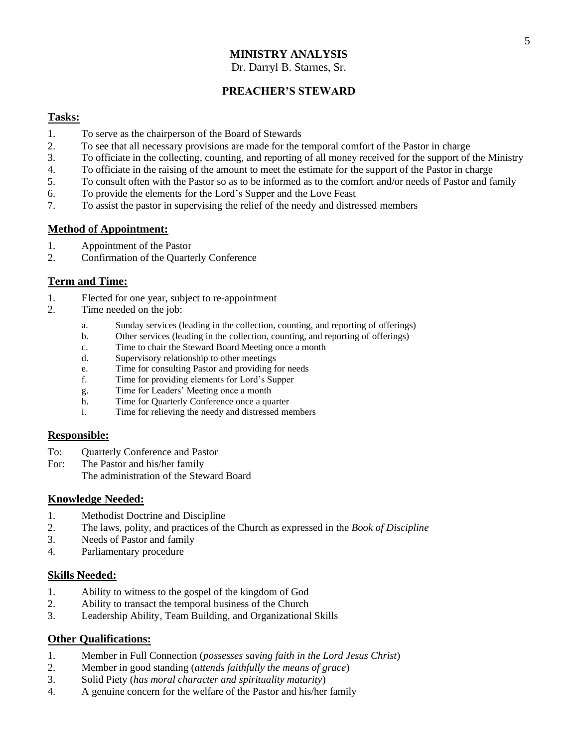# MINISTRY ANALYSIS

Dr. Darryl B. Starnes, Sr.

## PREACHER'S STEWARD

### Tasks:

1. To serve as the chairperson of the Board of Stewards
2. To see that all necessary provisions are made for the temporal comfort of the Pastor in charge
3. To officiate in the collecting, counting, and reporting of all money received for the support of the Ministry
4. To officiate in the raising of the amount to meet the estimate for the support of the Pastor in charge
5. To consult often with the Pastor so as to be informed as to the comfort and/or needs of Pastor and family
6. To provide the elements for the Lord's Supper and the Love Feast
7. To assist the pastor in supervising the relief of the needy and distressed members

### Method of Appointment:

1. Appointment of the Pastor
2. Confirmation of the Quarterly Conference

### Term and Time:

1. Elected for one year, subject to re-appointment
2. Time needed on the job:
   a. Sunday services (leading in the collection, counting, and reporting of offerings)
   b. Other services (leading in the collection, counting, and reporting of offerings)
   c. Time to chair the Steward Board Meeting once a month
   d. Supervisory relationship to other meetings
   e. Time for consulting Pastor and providing for needs
   f. Time for providing elements for Lord's Supper
   g. Time for Leaders' Meeting once a month
   h. Time for Quarterly Conference once a quarter
   i. Time for relieving the needy and distressed members

### Responsible:

To: Quarterly Conference and Pastor
For: The Pastor and his/her family
The administration of the Steward Board

### Knowledge Needed:

1. Methodist Doctrine and Discipline
2. The laws, polity, and practices of the Church as expressed in the *Book of Discipline*
3. Needs of Pastor and family
4. Parliamentary procedure

### Skills Needed:

1. Ability to witness to the gospel of the kingdom of God
2. Ability to transact the temporal business of the Church
3. Leadership Ability, Team Building, and Organizational Skills

### Other Qualifications:

1. Member in Full Connection (*possesses saving faith in the Lord Jesus Christ*)
2. Member in good standing (*attends faithfully the means of grace*)
3. Solid Piety (*has moral character and spirituality maturity*)
4. A genuine concern for the welfare of the Pastor and his/her family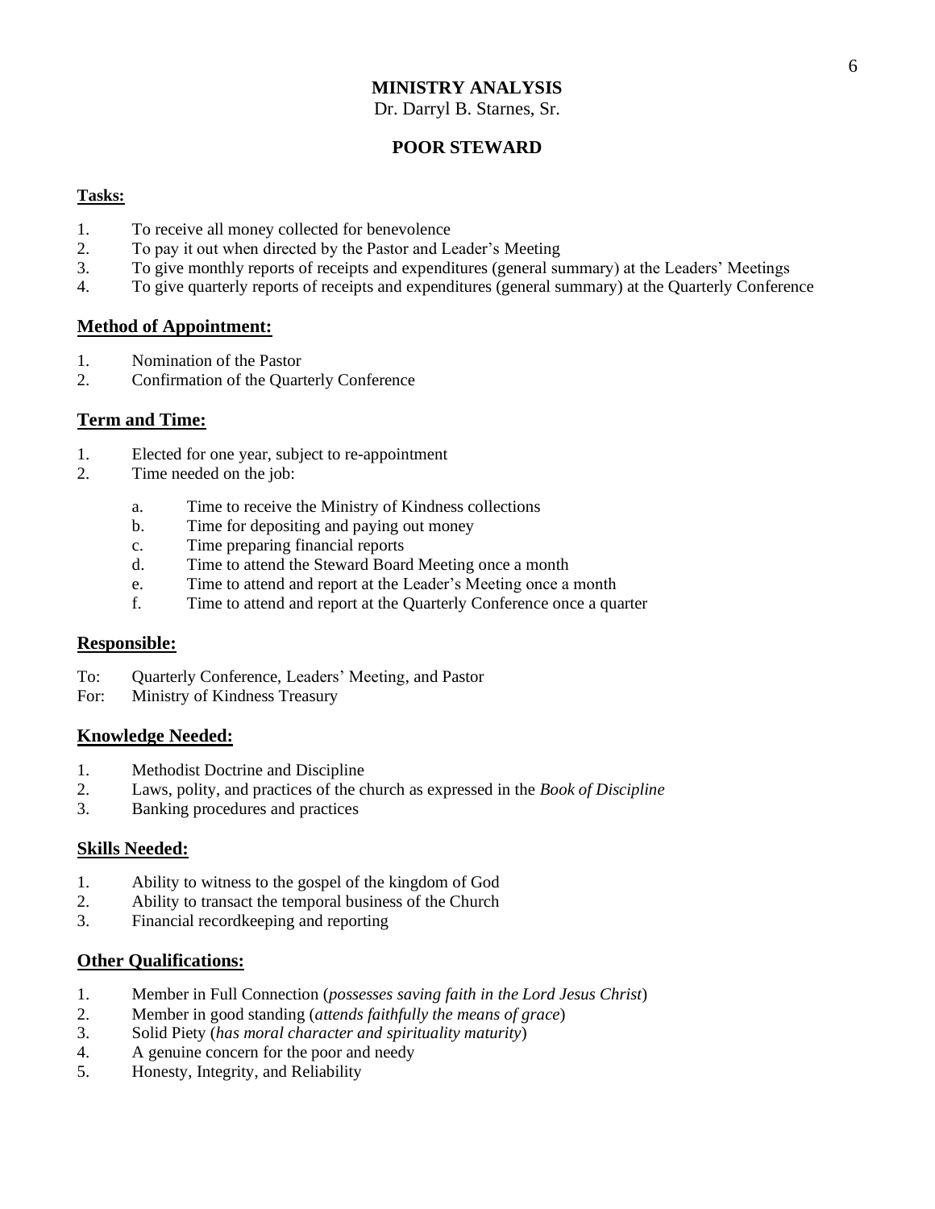# MINISTRY ANALYSIS

Dr. Darryl B. Starnes, Sr.

## POOR STEWARD

### Tasks:

1. To receive all money collected for benevolence
2. To pay it out when directed by the Pastor and Leader's Meeting
3. To give monthly reports of receipts and expenditures (general summary) at the Leaders' Meetings
4. To give quarterly reports of receipts and expenditures (general summary) at the Quarterly Conference

### Method of Appointment:

1. Nomination of the Pastor
2. Confirmation of the Quarterly Conference

### Term and Time:

1. Elected for one year, subject to re-appointment
2. Time needed on the job:
   a. Time to receive the Ministry of Kindness collections
   b. Time for depositing and paying out money
   c. Time preparing financial reports
   d. Time to attend the Steward Board Meeting once a month
   e. Time to attend and report at the Leader's Meeting once a month
   f. Time to attend and report at the Quarterly Conference once a quarter

### Responsible:

To: Quarterly Conference, Leaders' Meeting, and Pastor
For: Ministry of Kindness Treasury

### Knowledge Needed:

1. Methodist Doctrine and Discipline
2. Laws, polity, and practices of the church as expressed in the *Book of Discipline*
3. Banking procedures and practices

### Skills Needed:

1. Ability to witness to the gospel of the kingdom of God
2. Ability to transact the temporal business of the Church
3. Financial recordkeeping and reporting

### Other Qualifications:

1. Member in Full Connection (*possesses saving faith in the Lord Jesus Christ*)
2. Member in good standing (*attends faithfully the means of grace*)
3. Solid Piety (*has moral character and spirituality maturity*)
4. A genuine concern for the poor and needy
5. Honesty, Integrity, and Reliability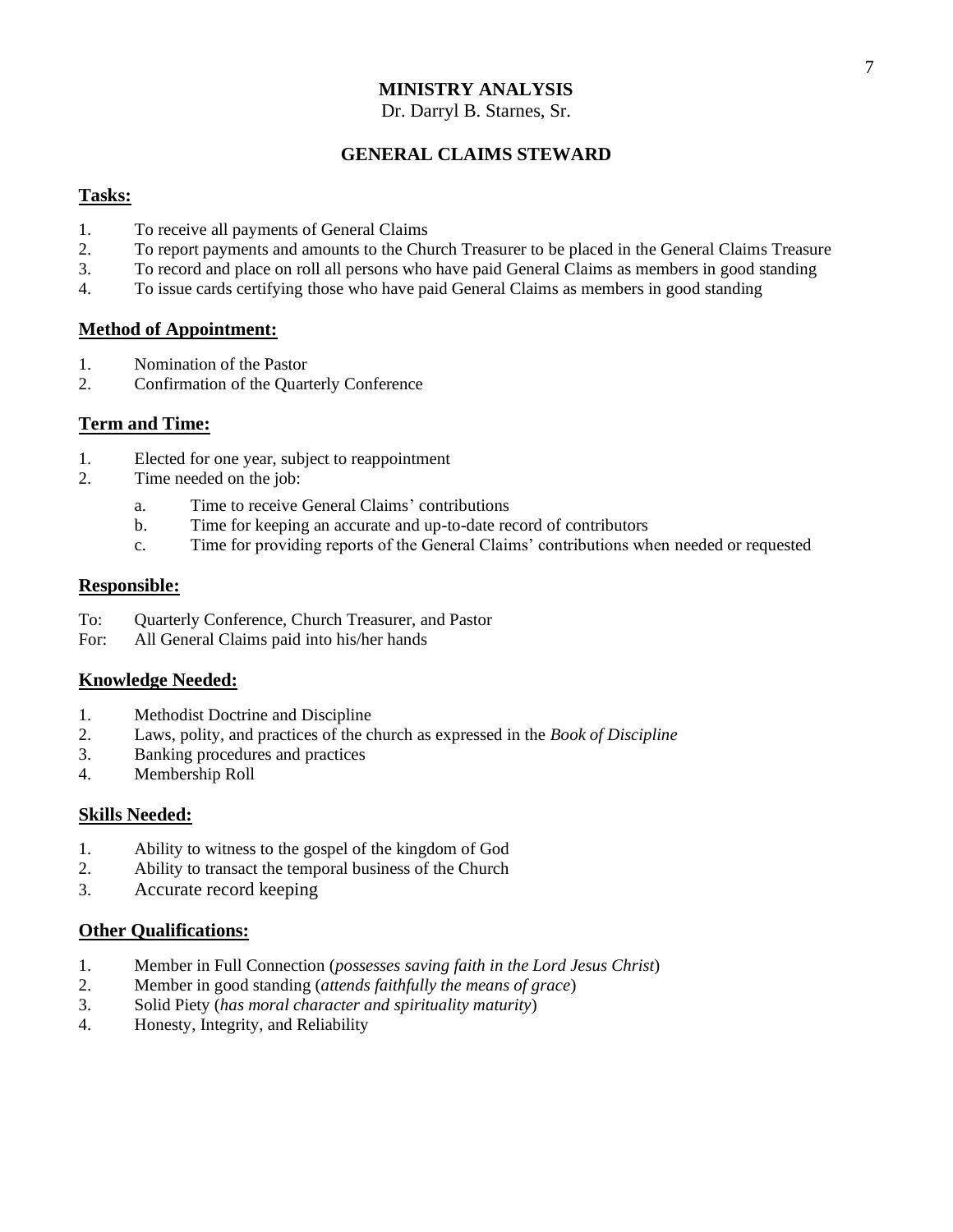# MINISTRY ANALYSIS

Dr. Darryl B. Starnes, Sr.

## GENERAL CLAIMS STEWARD

### Tasks:

1. To receive all payments of General Claims
2. To report payments and amounts to the Church Treasurer to be placed in the General Claims Treasure
3. To record and place on roll all persons who have paid General Claims as members in good standing
4. To issue cards certifying those who have paid General Claims as members in good standing

### Method of Appointment:

1. Nomination of the Pastor
2. Confirmation of the Quarterly Conference

### Term and Time:

1. Elected for one year, subject to reappointment
2. Time needed on the job:
   a. Time to receive General Claims' contributions
   b. Time for keeping an accurate and up-to-date record of contributors
   c. Time for providing reports of the General Claims' contributions when needed or requested

### Responsible:

To: Quarterly Conference, Church Treasurer, and Pastor
For: All General Claims paid into his/her hands

### Knowledge Needed:

1. Methodist Doctrine and Discipline
2. Laws, polity, and practices of the church as expressed in the *Book of Discipline*
3. Banking procedures and practices
4. Membership Roll

### Skills Needed:

1. Ability to witness to the gospel of the kingdom of God
2. Ability to transact the temporal business of the Church
3. Accurate record keeping

### Other Qualifications:

1. Member in Full Connection (*possesses saving faith in the Lord Jesus Christ*)
2. Member in good standing (*attends faithfully the means of grace*)
3. Solid Piety (*has moral character and spirituality maturity*)
4. Honesty, Integrity, and Reliability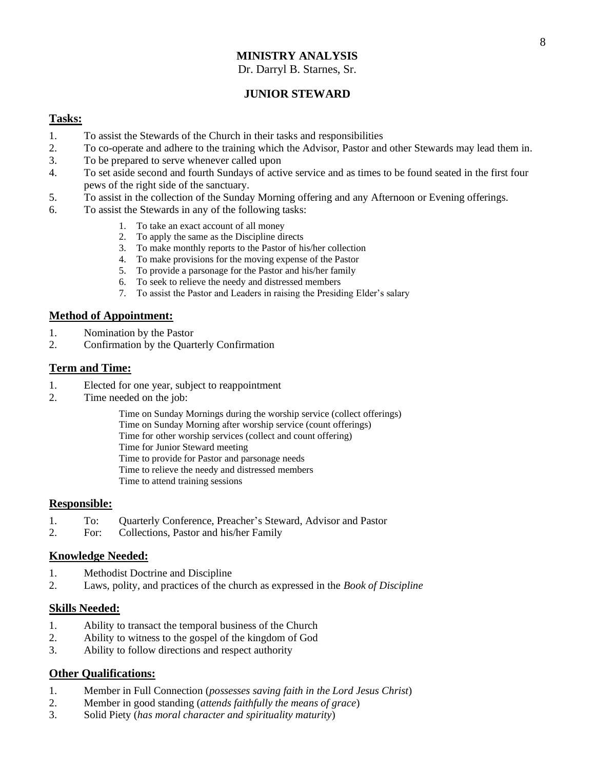# MINISTRY ANALYSIS

Dr. Darryl B. Starnes, Sr.

## JUNIOR STEWARD

### Tasks:

1. To assist the Stewards of the Church in their tasks and responsibilities
2. To co-operate and adhere to the training which the Advisor, Pastor and other Stewards may lead them in.
3. To be prepared to serve whenever called upon
4. To set aside second and fourth Sundays of active service and as times to be found seated in the first four pews of the right side of the sanctuary.
5. To assist in the collection of the Sunday Morning offering and any Afternoon or Evening offerings.
6. To assist the Stewards in any of the following tasks:
   1. To take an exact account of all money
   2. To apply the same as the Discipline directs
   3. To make monthly reports to the Pastor of his/her collection
   4. To make provisions for the moving expense of the Pastor
   5. To provide a parsonage for the Pastor and his/her family
   6. To seek to relieve the needy and distressed members
   7. To assist the Pastor and Leaders in raising the Presiding Elder's salary

### Method of Appointment:

1. Nomination by the Pastor
2. Confirmation by the Quarterly Confirmation

### Term and Time:

1. Elected for one year, subject to reappointment
2. Time needed on the job:

   Time on Sunday Mornings during the worship service (collect offerings)
   Time on Sunday Morning after worship service (count offerings)
   Time for other worship services (collect and count offering)
   Time for Junior Steward meeting
   Time to provide for Pastor and parsonage needs
   Time to relieve the needy and distressed members
   Time to attend training sessions

### Responsible:

1. To: Quarterly Conference, Preacher's Steward, Advisor and Pastor
2. For: Collections, Pastor and his/her Family

### Knowledge Needed:

1. Methodist Doctrine and Discipline
2. Laws, polity, and practices of the church as expressed in the *Book of Discipline*

### Skills Needed:

1. Ability to transact the temporal business of the Church
2. Ability to witness to the gospel of the kingdom of God
3. Ability to follow directions and respect authority

### Other Qualifications:

1. Member in Full Connection (*possesses saving faith in the Lord Jesus Christ*)
2. Member in good standing (*attends faithfully the means of grace*)
3. Solid Piety (*has moral character and spirituality maturity*)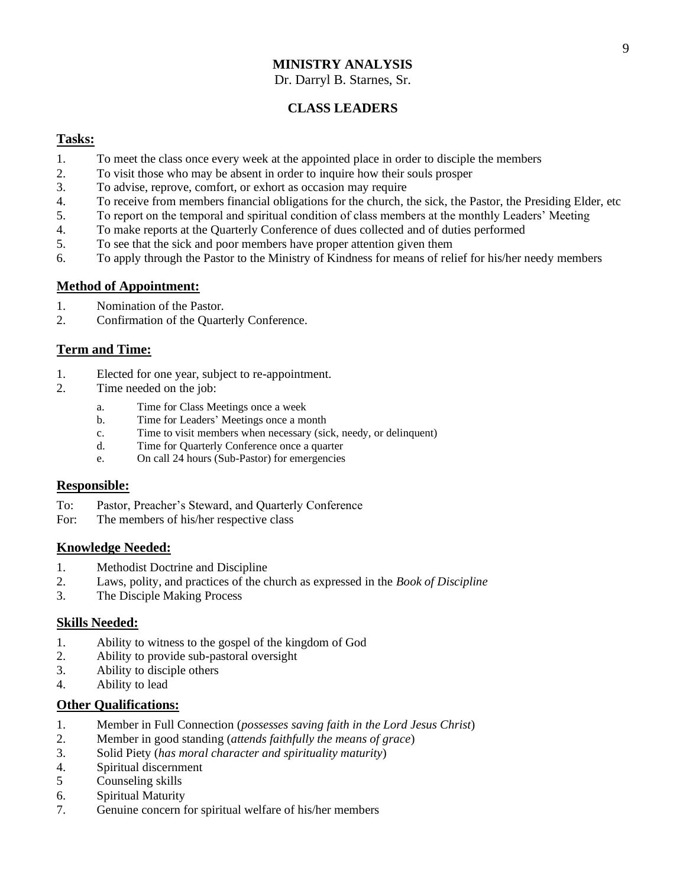# MINISTRY ANALYSIS

Dr. Darryl B. Starnes, Sr.

## CLASS LEADERS

### Tasks:

1. To meet the class once every week at the appointed place in order to disciple the members
2. To visit those who may be absent in order to inquire how their souls prosper
3. To advise, reprove, comfort, or exhort as occasion may require
4. To receive from members financial obligations for the church, the sick, the Pastor, the Presiding Elder, etc
5. To report on the temporal and spiritual condition of class members at the monthly Leaders' Meeting
4. To make reports at the Quarterly Conference of dues collected and of duties performed
5. To see that the sick and poor members have proper attention given them
6. To apply through the Pastor to the Ministry of Kindness for means of relief for his/her needy members

### Method of Appointment:

1. Nomination of the Pastor.
2. Confirmation of the Quarterly Conference.

### Term and Time:

1. Elected for one year, subject to re-appointment.
2. Time needed on the job:
   a. Time for Class Meetings once a week
   b. Time for Leaders' Meetings once a month
   c. Time to visit members when necessary (sick, needy, or delinquent)
   d. Time for Quarterly Conference once a quarter
   e. On call 24 hours (Sub-Pastor) for emergencies

### Responsible:

To: Pastor, Preacher's Steward, and Quarterly Conference
For: The members of his/her respective class

### Knowledge Needed:

1. Methodist Doctrine and Discipline
2. Laws, polity, and practices of the church as expressed in the *Book of Discipline*
3. The Disciple Making Process

### Skills Needed:

1. Ability to witness to the gospel of the kingdom of God
2. Ability to provide sub-pastoral oversight
3. Ability to disciple others
4. Ability to lead

### Other Qualifications:

1. Member in Full Connection (*possesses saving faith in the Lord Jesus Christ*)
2. Member in good standing (*attends faithfully the means of grace*)
3. Solid Piety (*has moral character and spirituality maturity*)
4. Spiritual discernment
5 Counseling skills
6. Spiritual Maturity
7. Genuine concern for spiritual welfare of his/her members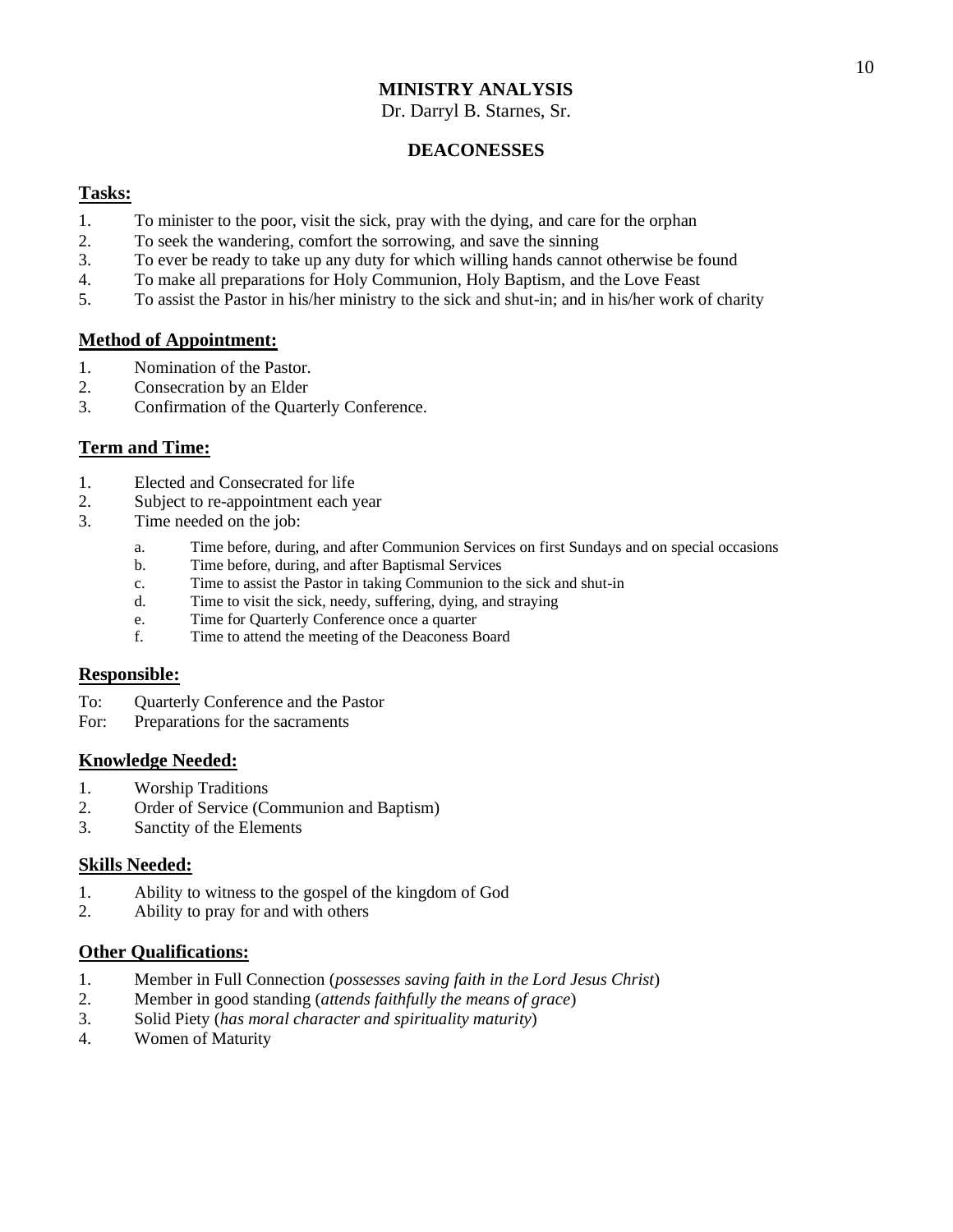# MINISTRY ANALYSIS

Dr. Darryl B. Starnes, Sr.

## DEACONESSES

### Tasks:

1. To minister to the poor, visit the sick, pray with the dying, and care for the orphan
2. To seek the wandering, comfort the sorrowing, and save the sinning
3. To ever be ready to take up any duty for which willing hands cannot otherwise be found
4. To make all preparations for Holy Communion, Holy Baptism, and the Love Feast
5. To assist the Pastor in his/her ministry to the sick and shut-in; and in his/her work of charity

### Method of Appointment:

1. Nomination of the Pastor.
2. Consecration by an Elder
3. Confirmation of the Quarterly Conference.

### Term and Time:

1. Elected and Consecrated for life
2. Subject to re-appointment each year
3. Time needed on the job:
   a. Time before, during, and after Communion Services on first Sundays and on special occasions
   b. Time before, during, and after Baptismal Services
   c. Time to assist the Pastor in taking Communion to the sick and shut-in
   d. Time to visit the sick, needy, suffering, dying, and straying
   e. Time for Quarterly Conference once a quarter
   f. Time to attend the meeting of the Deaconess Board

### Responsible:

To: Quarterly Conference and the Pastor
For: Preparations for the sacraments

### Knowledge Needed:

1. Worship Traditions
2. Order of Service (Communion and Baptism)
3. Sanctity of the Elements

### Skills Needed:

1. Ability to witness to the gospel of the kingdom of God
2. Ability to pray for and with others

### Other Qualifications:

1. Member in Full Connection (*possesses saving faith in the Lord Jesus Christ*)
2. Member in good standing (*attends faithfully the means of grace*)
3. Solid Piety (*has moral character and spirituality maturity*)
4. Women of Maturity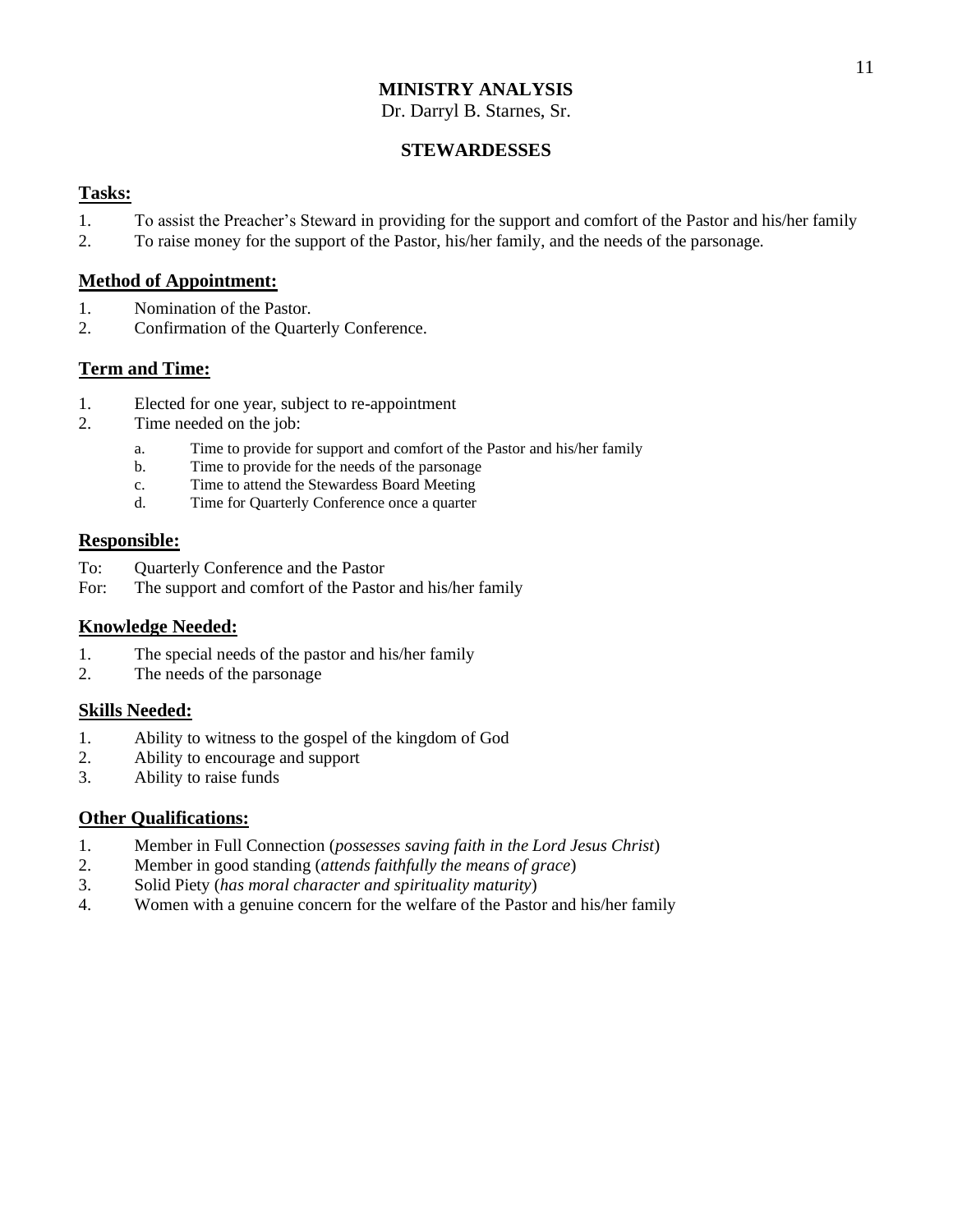# MINISTRY ANALYSIS

Dr. Darryl B. Starnes, Sr.

## STEWARDESSES

### Tasks:

1. To assist the Preacher's Steward in providing for the support and comfort of the Pastor and his/her family
2. To raise money for the support of the Pastor, his/her family, and the needs of the parsonage.

### Method of Appointment:

1. Nomination of the Pastor.
2. Confirmation of the Quarterly Conference.

### Term and Time:

1. Elected for one year, subject to re-appointment
2. Time needed on the job:
   a. Time to provide for support and comfort of the Pastor and his/her family
   b. Time to provide for the needs of the parsonage
   c. Time to attend the Stewardess Board Meeting
   d. Time for Quarterly Conference once a quarter

### Responsible:

To: Quarterly Conference and the Pastor
For: The support and comfort of the Pastor and his/her family

### Knowledge Needed:

1. The special needs of the pastor and his/her family
2. The needs of the parsonage

### Skills Needed:

1. Ability to witness to the gospel of the kingdom of God
2. Ability to encourage and support
3. Ability to raise funds

### Other Qualifications:

1. Member in Full Connection (*possesses saving faith in the Lord Jesus Christ*)
2. Member in good standing (*attends faithfully the means of grace*)
3. Solid Piety (*has moral character and spirituality maturity*)
4. Women with a genuine concern for the welfare of the Pastor and his/her family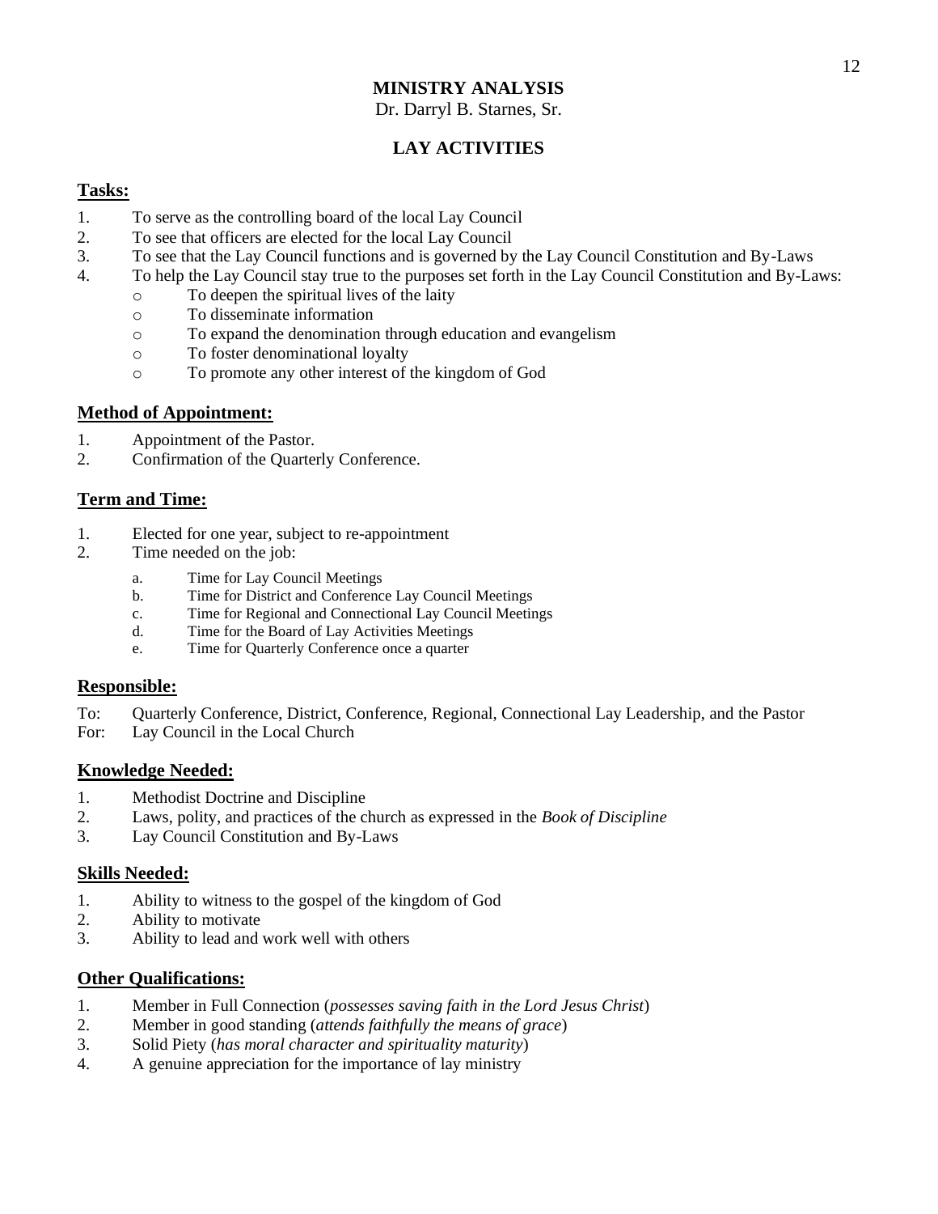# MINISTRY ANALYSIS

Dr. Darryl B. Starnes, Sr.

## LAY ACTIVITIES

### Tasks:

1. To serve as the controlling board of the local Lay Council
2. To see that officers are elected for the local Lay Council
3. To see that the Lay Council functions and is governed by the Lay Council Constitution and By-Laws
4. To help the Lay Council stay true to the purposes set forth in the Lay Council Constitution and By-Laws:
   - To deepen the spiritual lives of the laity
   - To disseminate information
   - To expand the denomination through education and evangelism
   - To foster denominational loyalty
   - To promote any other interest of the kingdom of God

### Method of Appointment:

1. Appointment of the Pastor.
2. Confirmation of the Quarterly Conference.

### Term and Time:

1. Elected for one year, subject to re-appointment
2. Time needed on the job:
   a. Time for Lay Council Meetings
   b. Time for District and Conference Lay Council Meetings
   c. Time for Regional and Connectional Lay Council Meetings
   d. Time for the Board of Lay Activities Meetings
   e. Time for Quarterly Conference once a quarter

### Responsible:

To: Quarterly Conference, District, Conference, Regional, Connectional Lay Leadership, and the Pastor
For: Lay Council in the Local Church

### Knowledge Needed:

1. Methodist Doctrine and Discipline
2. Laws, polity, and practices of the church as expressed in the *Book of Discipline*
3. Lay Council Constitution and By-Laws

### Skills Needed:

1. Ability to witness to the gospel of the kingdom of God
2. Ability to motivate
3. Ability to lead and work well with others

### Other Qualifications:

1. Member in Full Connection (*possesses saving faith in the Lord Jesus Christ*)
2. Member in good standing (*attends faithfully the means of grace*)
3. Solid Piety (*has moral character and spirituality maturity*)
4. A genuine appreciation for the importance of lay ministry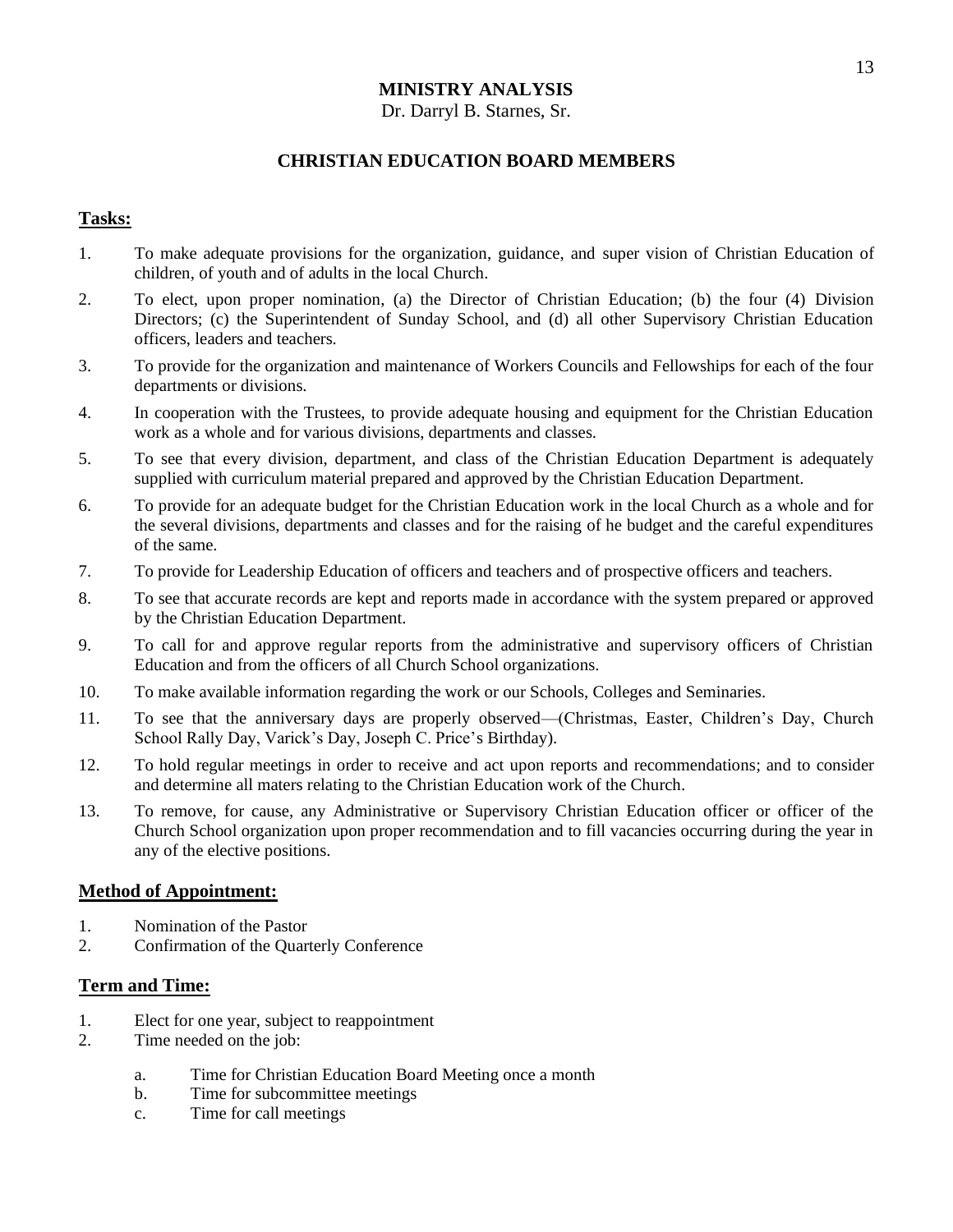# MINISTRY ANALYSIS

Dr. Darryl B. Starnes, Sr.

## CHRISTIAN EDUCATION BOARD MEMBERS

### Tasks:

1. To make adequate provisions for the organization, guidance, and super vision of Christian Education of children, of youth and of adults in the local Church.
2. To elect, upon proper nomination, (a) the Director of Christian Education; (b) the four (4) Division Directors; (c) the Superintendent of Sunday School, and (d) all other Supervisory Christian Education officers, leaders and teachers.
3. To provide for the organization and maintenance of Workers Councils and Fellowships for each of the four departments or divisions.
4. In cooperation with the Trustees, to provide adequate housing and equipment for the Christian Education work as a whole and for various divisions, departments and classes.
5. To see that every division, department, and class of the Christian Education Department is adequately supplied with curriculum material prepared and approved by the Christian Education Department.
6. To provide for an adequate budget for the Christian Education work in the local Church as a whole and for the several divisions, departments and classes and for the raising of he budget and the careful expenditures of the same.
7. To provide for Leadership Education of officers and teachers and of prospective officers and teachers.
8. To see that accurate records are kept and reports made in accordance with the system prepared or approved by the Christian Education Department.
9. To call for and approve regular reports from the administrative and supervisory officers of Christian Education and from the officers of all Church School organizations.
10. To make available information regarding the work or our Schools, Colleges and Seminaries.
11. To see that the anniversary days are properly observed—(Christmas, Easter, Children's Day, Church School Rally Day, Varick's Day, Joseph C. Price's Birthday).
12. To hold regular meetings in order to receive and act upon reports and recommendations; and to consider and determine all maters relating to the Christian Education work of the Church.
13. To remove, for cause, any Administrative or Supervisory Christian Education officer or officer of the Church School organization upon proper recommendation and to fill vacancies occurring during the year in any of the elective positions.

### Method of Appointment:

1. Nomination of the Pastor
2. Confirmation of the Quarterly Conference

### Term and Time:

1. Elect for one year, subject to reappointment
2. Time needed on the job:
    a. Time for Christian Education Board Meeting once a month
    b. Time for subcommittee meetings
    c. Time for call meetings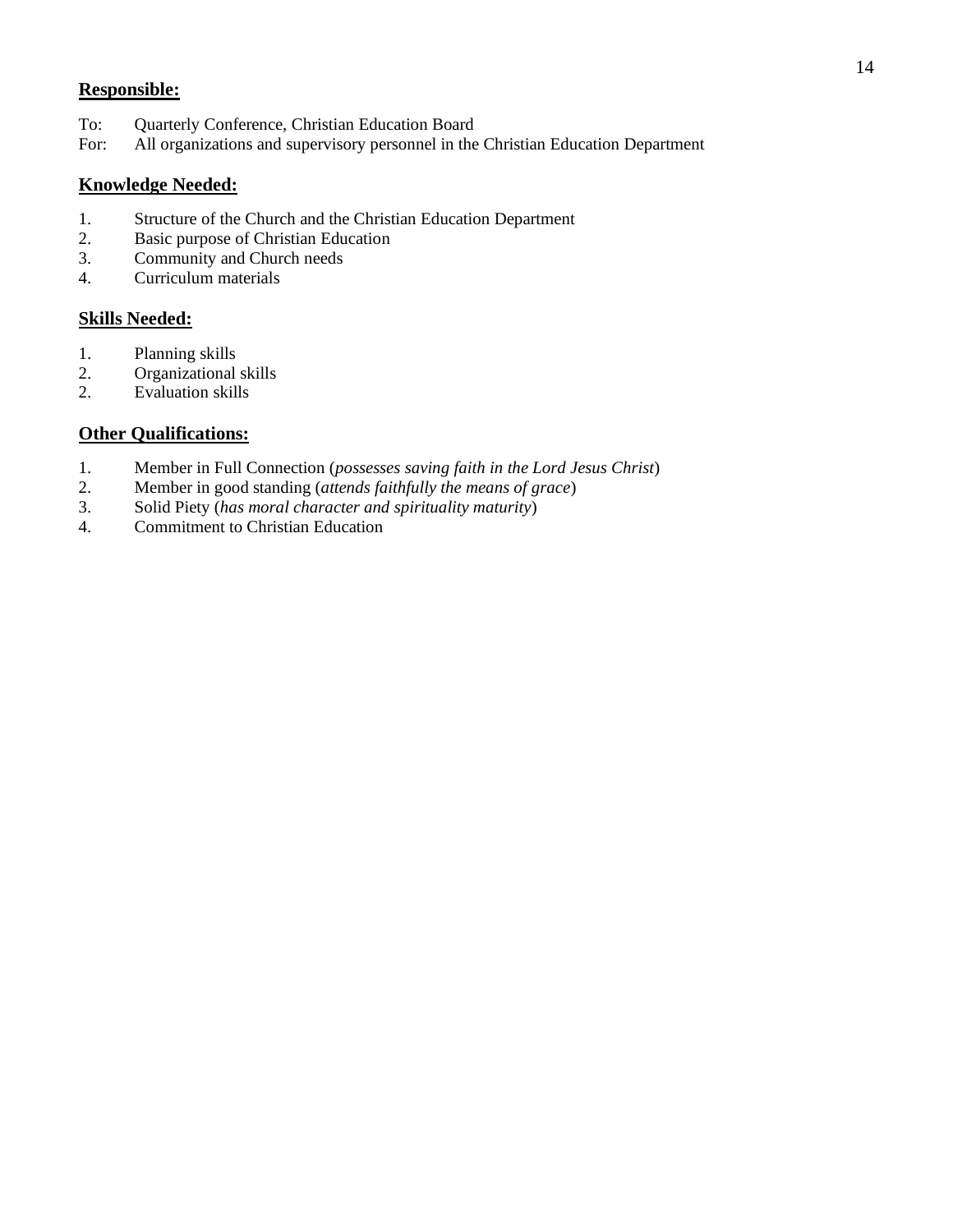**Responsible:**

To: Quarterly Conference, Christian Education Board
For: All organizations and supervisory personnel in the Christian Education Department

**Knowledge Needed:**

1. Structure of the Church and the Christian Education Department
2. Basic purpose of Christian Education
3. Community and Church needs
4. Curriculum materials

**Skills Needed:**

1. Planning skills
2. Organizational skills
2. Evaluation skills

**Other Qualifications:**

1. Member in Full Connection (*possesses saving faith in the Lord Jesus Christ*)
2. Member in good standing (*attends faithfully the means of grace*)
3. Solid Piety (*has moral character and spirituality maturity*)
4. Commitment to Christian Education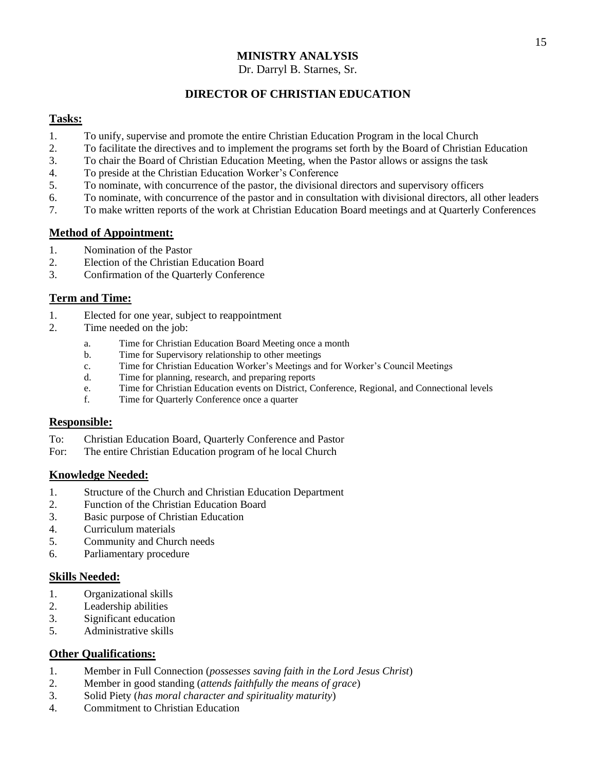## MINISTRY ANALYSIS

Dr. Darryl B. Starnes, Sr.

## DIRECTOR OF CHRISTIAN EDUCATION

### Tasks:

1. To unify, supervise and promote the entire Christian Education Program in the local Church
2. To facilitate the directives and to implement the programs set forth by the Board of Christian Education
3. To chair the Board of Christian Education Meeting, when the Pastor allows or assigns the task
4. To preside at the Christian Education Worker's Conference
5. To nominate, with concurrence of the pastor, the divisional directors and supervisory officers
6. To nominate, with concurrence of the pastor and in consultation with divisional directors, all other leaders
7. To make written reports of the work at Christian Education Board meetings and at Quarterly Conferences

### Method of Appointment:

1. Nomination of the Pastor
2. Election of the Christian Education Board
3. Confirmation of the Quarterly Conference

### Term and Time:

1. Elected for one year, subject to reappointment
2. Time needed on the job:
   a. Time for Christian Education Board Meeting once a month
   b. Time for Supervisory relationship to other meetings
   c. Time for Christian Education Worker's Meetings and for Worker's Council Meetings
   d. Time for planning, research, and preparing reports
   e. Time for Christian Education events on District, Conference, Regional, and Connectional levels
   f. Time for Quarterly Conference once a quarter

### Responsible:

To: Christian Education Board, Quarterly Conference and Pastor
For: The entire Christian Education program of he local Church

### Knowledge Needed:

1. Structure of the Church and Christian Education Department
2. Function of the Christian Education Board
3. Basic purpose of Christian Education
4. Curriculum materials
5. Community and Church needs
6. Parliamentary procedure

### Skills Needed:

1. Organizational skills
2. Leadership abilities
3. Significant education
5. Administrative skills

### Other Qualifications:

1. Member in Full Connection (*possesses saving faith in the Lord Jesus Christ*)
2. Member in good standing (*attends faithfully the means of grace*)
3. Solid Piety (*has moral character and spirituality maturity*)
4. Commitment to Christian Education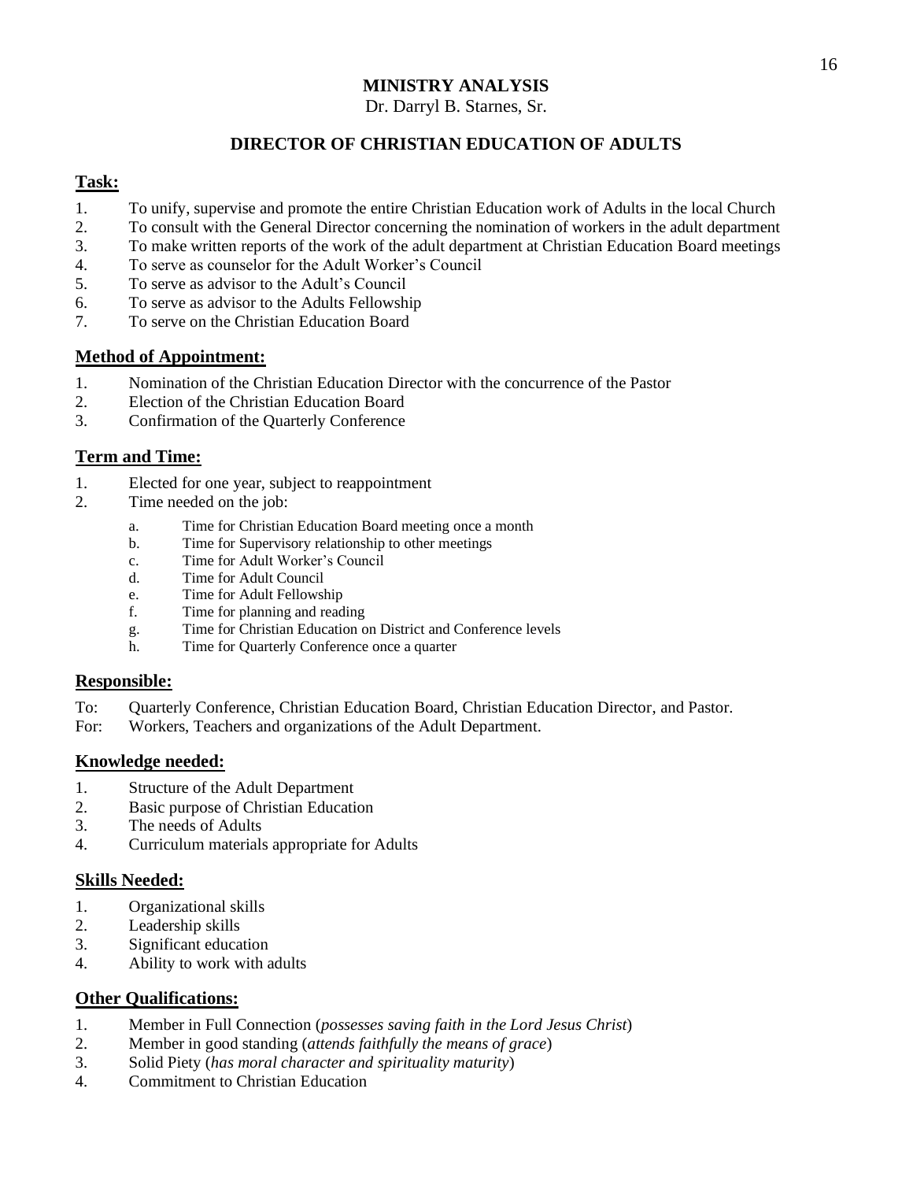# MINISTRY ANALYSIS

Dr. Darryl B. Starnes, Sr.

## DIRECTOR OF CHRISTIAN EDUCATION OF ADULTS

### Task:

1. To unify, supervise and promote the entire Christian Education work of Adults in the local Church
2. To consult with the General Director concerning the nomination of workers in the adult department
3. To make written reports of the work of the adult department at Christian Education Board meetings
4. To serve as counselor for the Adult Worker's Council
5. To serve as advisor to the Adult's Council
6. To serve as advisor to the Adults Fellowship
7. To serve on the Christian Education Board

### Method of Appointment:

1. Nomination of the Christian Education Director with the concurrence of the Pastor
2. Election of the Christian Education Board
3. Confirmation of the Quarterly Conference

### Term and Time:

1. Elected for one year, subject to reappointment
2. Time needed on the job:
   a. Time for Christian Education Board meeting once a month
   b. Time for Supervisory relationship to other meetings
   c. Time for Adult Worker's Council
   d. Time for Adult Council
   e. Time for Adult Fellowship
   f. Time for planning and reading
   g. Time for Christian Education on District and Conference levels
   h. Time for Quarterly Conference once a quarter

### Responsible:

To: Quarterly Conference, Christian Education Board, Christian Education Director, and Pastor.
For: Workers, Teachers and organizations of the Adult Department.

### Knowledge needed:

1. Structure of the Adult Department
2. Basic purpose of Christian Education
3. The needs of Adults
4. Curriculum materials appropriate for Adults

### Skills Needed:

1. Organizational skills
2. Leadership skills
3. Significant education
4. Ability to work with adults

### Other Qualifications:

1. Member in Full Connection (*possesses saving faith in the Lord Jesus Christ*)
2. Member in good standing (*attends faithfully the means of grace*)
3. Solid Piety (*has moral character and spirituality maturity*)
4. Commitment to Christian Education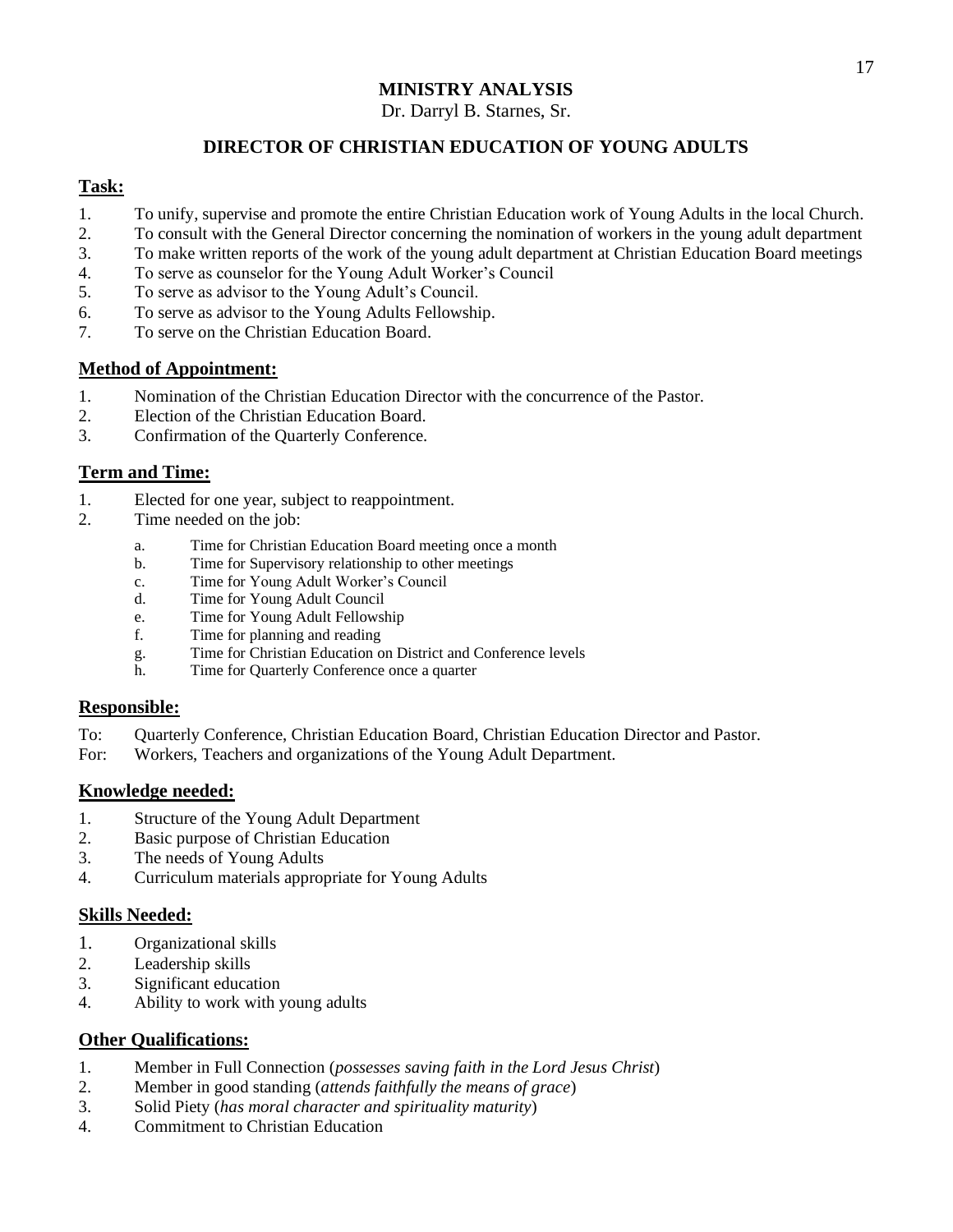# MINISTRY ANALYSIS

Dr. Darryl B. Starnes, Sr.

## DIRECTOR OF CHRISTIAN EDUCATION OF YOUNG ADULTS

### Task:

1. To unify, supervise and promote the entire Christian Education work of Young Adults in the local Church.
2. To consult with the General Director concerning the nomination of workers in the young adult department
3. To make written reports of the work of the young adult department at Christian Education Board meetings
4. To serve as counselor for the Young Adult Worker's Council
5. To serve as advisor to the Young Adult's Council.
6. To serve as advisor to the Young Adults Fellowship.
7. To serve on the Christian Education Board.

### Method of Appointment:

1. Nomination of the Christian Education Director with the concurrence of the Pastor.
2. Election of the Christian Education Board.
3. Confirmation of the Quarterly Conference.

### Term and Time:

1. Elected for one year, subject to reappointment.
2. Time needed on the job:
   a. Time for Christian Education Board meeting once a month
   b. Time for Supervisory relationship to other meetings
   c. Time for Young Adult Worker's Council
   d. Time for Young Adult Council
   e. Time for Young Adult Fellowship
   f. Time for planning and reading
   g. Time for Christian Education on District and Conference levels
   h. Time for Quarterly Conference once a quarter

### Responsible:

To: Quarterly Conference, Christian Education Board, Christian Education Director and Pastor.
For: Workers, Teachers and organizations of the Young Adult Department.

### Knowledge needed:

1. Structure of the Young Adult Department
2. Basic purpose of Christian Education
3. The needs of Young Adults
4. Curriculum materials appropriate for Young Adults

### Skills Needed:

1. Organizational skills
2. Leadership skills
3. Significant education
4. Ability to work with young adults

### Other Qualifications:

1. Member in Full Connection (*possesses saving faith in the Lord Jesus Christ*)
2. Member in good standing (*attends faithfully the means of grace*)
3. Solid Piety (*has moral character and spirituality maturity*)
4. Commitment to Christian Education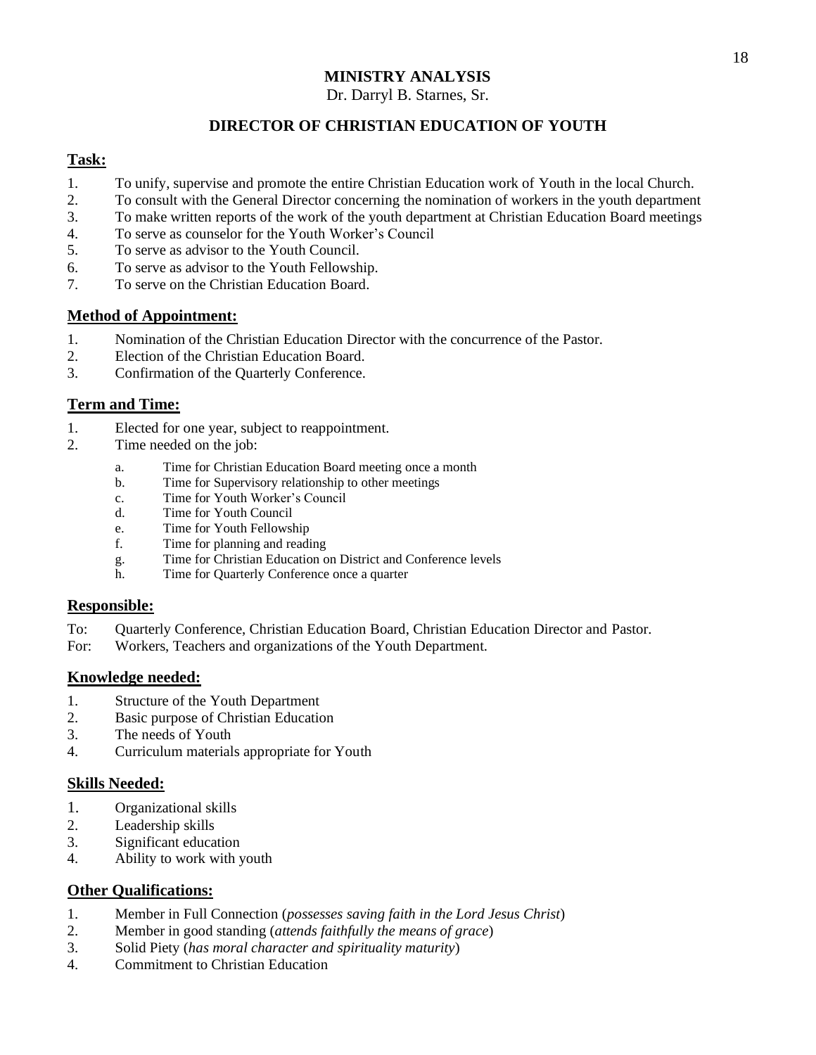# MINISTRY ANALYSIS

Dr. Darryl B. Starnes, Sr.

## DIRECTOR OF CHRISTIAN EDUCATION OF YOUTH

### Task:

1. To unify, supervise and promote the entire Christian Education work of Youth in the local Church.
2. To consult with the General Director concerning the nomination of workers in the youth department
3. To make written reports of the work of the youth department at Christian Education Board meetings
4. To serve as counselor for the Youth Worker's Council
5. To serve as advisor to the Youth Council.
6. To serve as advisor to the Youth Fellowship.
7. To serve on the Christian Education Board.

### Method of Appointment:

1. Nomination of the Christian Education Director with the concurrence of the Pastor.
2. Election of the Christian Education Board.
3. Confirmation of the Quarterly Conference.

### Term and Time:

1. Elected for one year, subject to reappointment.
2. Time needed on the job:
    a. Time for Christian Education Board meeting once a month
    b. Time for Supervisory relationship to other meetings
    c. Time for Youth Worker's Council
    d. Time for Youth Council
    e. Time for Youth Fellowship
    f. Time for planning and reading
    g. Time for Christian Education on District and Conference levels
    h. Time for Quarterly Conference once a quarter

### Responsible:

To: Quarterly Conference, Christian Education Board, Christian Education Director and Pastor.
For: Workers, Teachers and organizations of the Youth Department.

### Knowledge needed:

1. Structure of the Youth Department
2. Basic purpose of Christian Education
3. The needs of Youth
4. Curriculum materials appropriate for Youth

### Skills Needed:

1. Organizational skills
2. Leadership skills
3. Significant education
4. Ability to work with youth

### Other Qualifications:

1. Member in Full Connection (*possesses saving faith in the Lord Jesus Christ*)
2. Member in good standing (*attends faithfully the means of grace*)
3. Solid Piety (*has moral character and spirituality maturity*)
4. Commitment to Christian Education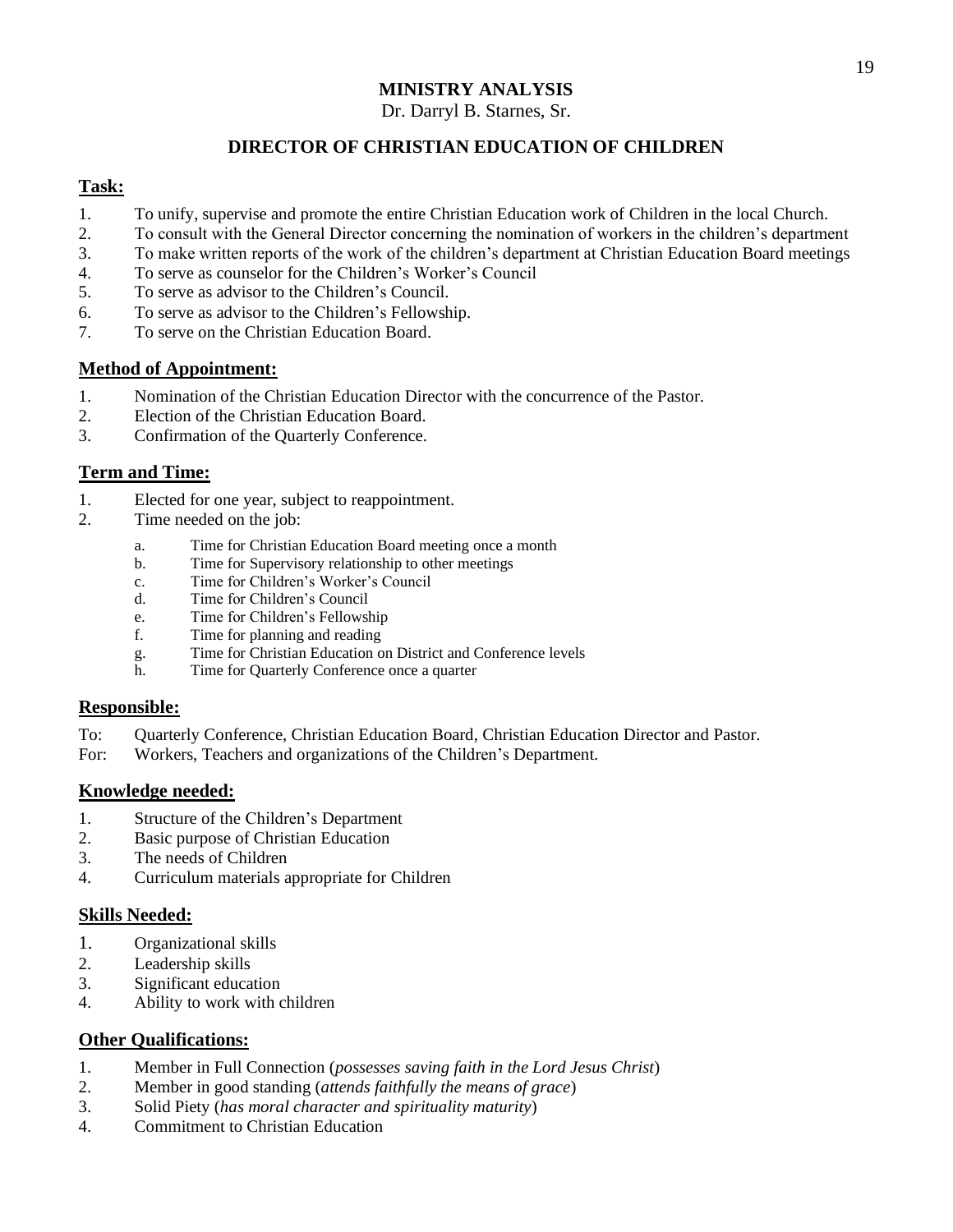**MINISTRY ANALYSIS**
Dr. Darryl B. Starnes, Sr.

## DIRECTOR OF CHRISTIAN EDUCATION OF CHILDREN

### Task:

1. To unify, supervise and promote the entire Christian Education work of Children in the local Church.
2. To consult with the General Director concerning the nomination of workers in the children's department
3. To make written reports of the work of the children's department at Christian Education Board meetings
4. To serve as counselor for the Children's Worker's Council
5. To serve as advisor to the Children's Council.
6. To serve as advisor to the Children's Fellowship.
7. To serve on the Christian Education Board.

### Method of Appointment:

1. Nomination of the Christian Education Director with the concurrence of the Pastor.
2. Election of the Christian Education Board.
3. Confirmation of the Quarterly Conference.

### Term and Time:

1. Elected for one year, subject to reappointment.
2. Time needed on the job:
   a. Time for Christian Education Board meeting once a month
   b. Time for Supervisory relationship to other meetings
   c. Time for Children's Worker's Council
   d. Time for Children's Council
   e. Time for Children's Fellowship
   f. Time for planning and reading
   g. Time for Christian Education on District and Conference levels
   h. Time for Quarterly Conference once a quarter

### Responsible:

To: Quarterly Conference, Christian Education Board, Christian Education Director and Pastor.
For: Workers, Teachers and organizations of the Children's Department.

### Knowledge needed:

1. Structure of the Children's Department
2. Basic purpose of Christian Education
3. The needs of Children
4. Curriculum materials appropriate for Children

### Skills Needed:

1. Organizational skills
2. Leadership skills
3. Significant education
4. Ability to work with children

### Other Qualifications:

1. Member in Full Connection (*possesses saving faith in the Lord Jesus Christ*)
2. Member in good standing (*attends faithfully the means of grace*)
3. Solid Piety (*has moral character and spirituality maturity*)
4. Commitment to Christian Education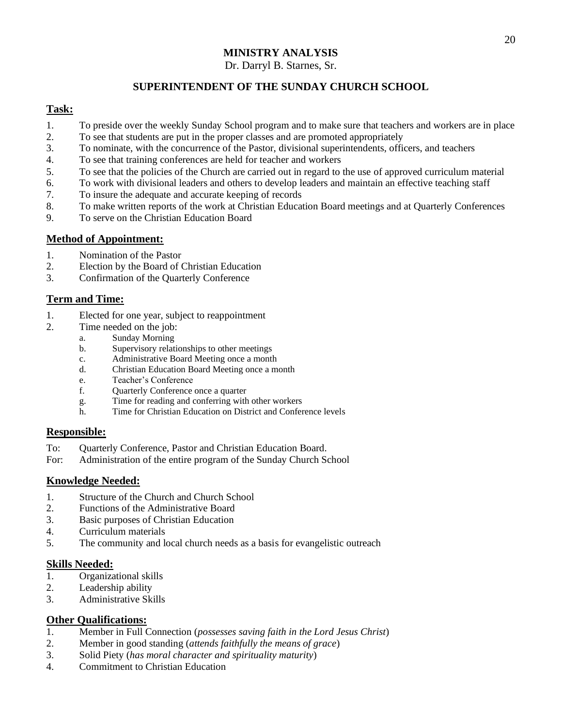# MINISTRY ANALYSIS

Dr. Darryl B. Starnes, Sr.

## SUPERINTENDENT OF THE SUNDAY CHURCH SCHOOL

### Task:

1. To preside over the weekly Sunday School program and to make sure that teachers and workers are in place
2. To see that students are put in the proper classes and are promoted appropriately
3. To nominate, with the concurrence of the Pastor, divisional superintendents, officers, and teachers
4. To see that training conferences are held for teacher and workers
5. To see that the policies of the Church are carried out in regard to the use of approved curriculum material
6. To work with divisional leaders and others to develop leaders and maintain an effective teaching staff
7. To insure the adequate and accurate keeping of records
8. To make written reports of the work at Christian Education Board meetings and at Quarterly Conferences
9. To serve on the Christian Education Board

### Method of Appointment:

1. Nomination of the Pastor
2. Election by the Board of Christian Education
3. Confirmation of the Quarterly Conference

### Term and Time:

1. Elected for one year, subject to reappointment
2. Time needed on the job:
   a. Sunday Morning
   b. Supervisory relationships to other meetings
   c. Administrative Board Meeting once a month
   d. Christian Education Board Meeting once a month
   e. Teacher's Conference
   f. Quarterly Conference once a quarter
   g. Time for reading and conferring with other workers
   h. Time for Christian Education on District and Conference levels

### Responsible:

To: Quarterly Conference, Pastor and Christian Education Board.
For: Administration of the entire program of the Sunday Church School

### Knowledge Needed:

1. Structure of the Church and Church School
2. Functions of the Administrative Board
3. Basic purposes of Christian Education
4. Curriculum materials
5. The community and local church needs as a basis for evangelistic outreach

### Skills Needed:

1. Organizational skills
2. Leadership ability
3. Administrative Skills

### Other Qualifications:

1. Member in Full Connection (*possesses saving faith in the Lord Jesus Christ*)
2. Member in good standing (*attends faithfully the means of grace*)
3. Solid Piety (*has moral character and spirituality maturity*)
4. Commitment to Christian Education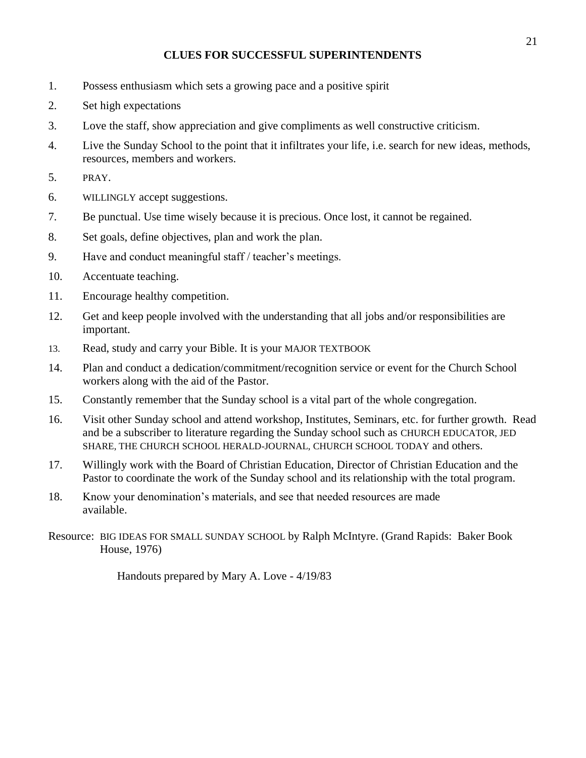# CLUES FOR SUCCESSFUL SUPERINTENDENTS

1. Possess enthusiasm which sets a growing pace and a positive spirit
2. Set high expectations
3. Love the staff, show appreciation and give compliments as well constructive criticism.
4. Live the Sunday School to the point that it infiltrates your life, i.e. search for new ideas, methods, resources, members and workers.
5. PRAY.
6. WILLINGLY accept suggestions.
7. Be punctual. Use time wisely because it is precious. Once lost, it cannot be regained.
8. Set goals, define objectives, plan and work the plan.
9. Have and conduct meaningful staff / teacher's meetings.
10. Accentuate teaching.
11. Encourage healthy competition.
12. Get and keep people involved with the understanding that all jobs and/or responsibilities are important.
13. Read, study and carry your Bible. It is your MAJOR TEXTBOOK
14. Plan and conduct a dedication/commitment/recognition service or event for the Church School workers along with the aid of the Pastor.
15. Constantly remember that the Sunday school is a vital part of the whole congregation.
16. Visit other Sunday school and attend workshop, Institutes, Seminars, etc. for further growth. Read and be a subscriber to literature regarding the Sunday school such as CHURCH EDUCATOR, JED SHARE, THE CHURCH SCHOOL HERALD-JOURNAL, CHURCH SCHOOL TODAY and others.
17. Willingly work with the Board of Christian Education, Director of Christian Education and the Pastor to coordinate the work of the Sunday school and its relationship with the total program.
18. Know your denomination's materials, and see that needed resources are made available.

Resource: BIG IDEAS FOR SMALL SUNDAY SCHOOL by Ralph McIntyre. (Grand Rapids: Baker Book House, 1976)

Handouts prepared by Mary A. Love - 4/19/83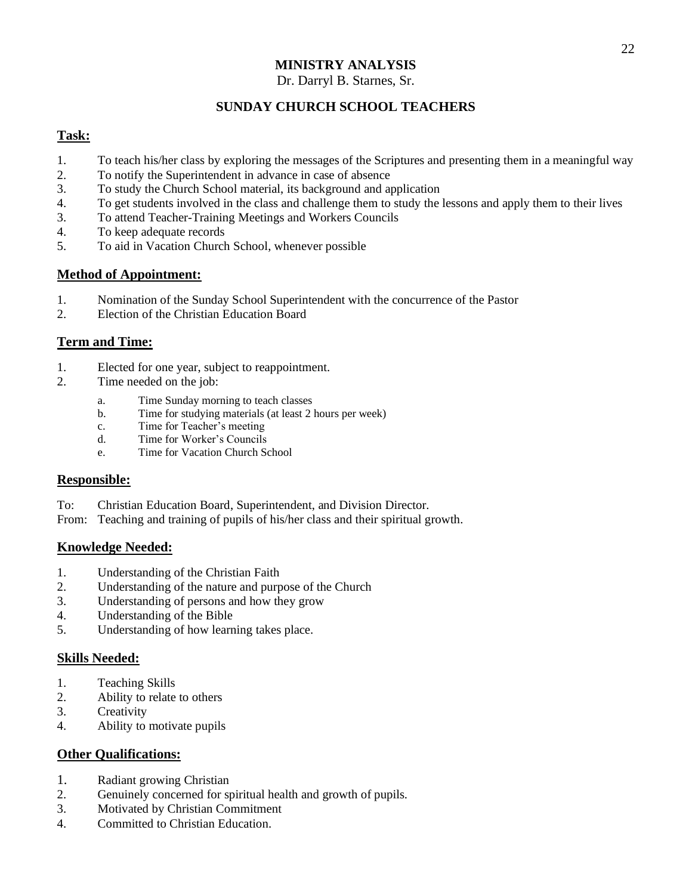**MINISTRY ANALYSIS**
Dr. Darryl B. Starnes, Sr.

## SUNDAY CHURCH SCHOOL TEACHERS

### Task:

1. To teach his/her class by exploring the messages of the Scriptures and presenting them in a meaningful way
2. To notify the Superintendent in advance in case of absence
3. To study the Church School material, its background and application
4. To get students involved in the class and challenge them to study the lessons and apply them to their lives
3. To attend Teacher-Training Meetings and Workers Councils
4. To keep adequate records
5. To aid in Vacation Church School, whenever possible

### Method of Appointment:

1. Nomination of the Sunday School Superintendent with the concurrence of the Pastor
2. Election of the Christian Education Board

### Term and Time:

1. Elected for one year, subject to reappointment.
2. Time needed on the job:
   a. Time Sunday morning to teach classes
   b. Time for studying materials (at least 2 hours per week)
   c. Time for Teacher's meeting
   d. Time for Worker's Councils
   e. Time for Vacation Church School

### Responsible:

To: Christian Education Board, Superintendent, and Division Director.
From: Teaching and training of pupils of his/her class and their spiritual growth.

### Knowledge Needed:

1. Understanding of the Christian Faith
2. Understanding of the nature and purpose of the Church
3. Understanding of persons and how they grow
4. Understanding of the Bible
5. Understanding of how learning takes place.

### Skills Needed:

1. Teaching Skills
2. Ability to relate to others
3. Creativity
4. Ability to motivate pupils

### Other Qualifications:

1. Radiant growing Christian
2. Genuinely concerned for spiritual health and growth of pupils.
3. Motivated by Christian Commitment
4. Committed to Christian Education.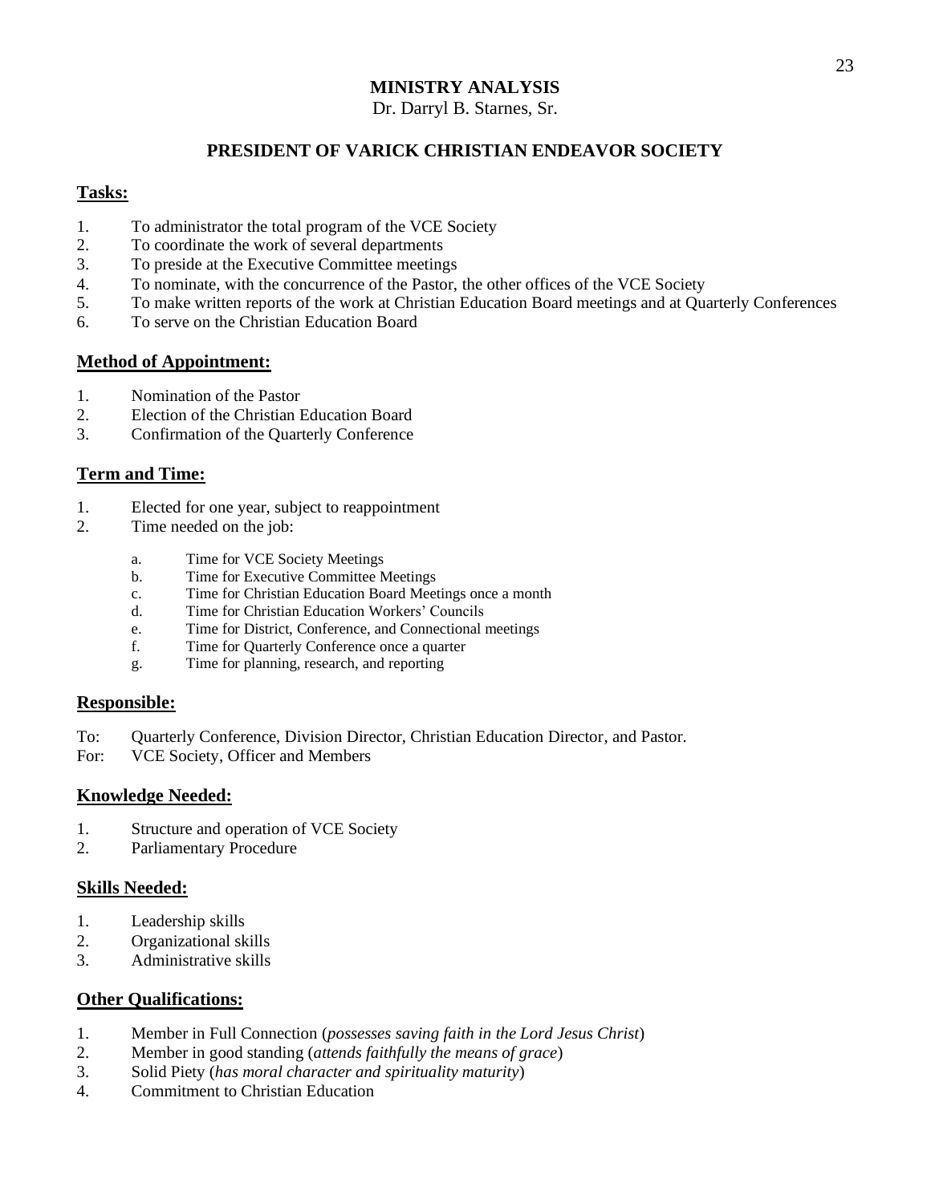# MINISTRY ANALYSIS

Dr. Darryl B. Starnes, Sr.

## PRESIDENT OF VARICK CHRISTIAN ENDEAVOR SOCIETY

### Tasks:

1. To administrator the total program of the VCE Society
2. To coordinate the work of several departments
3. To preside at the Executive Committee meetings
4. To nominate, with the concurrence of the Pastor, the other offices of the VCE Society
5. To make written reports of the work at Christian Education Board meetings and at Quarterly Conferences
6. To serve on the Christian Education Board

### Method of Appointment:

1. Nomination of the Pastor
2. Election of the Christian Education Board
3. Confirmation of the Quarterly Conference

### Term and Time:

1. Elected for one year, subject to reappointment
2. Time needed on the job:
   a. Time for VCE Society Meetings
   b. Time for Executive Committee Meetings
   c. Time for Christian Education Board Meetings once a month
   d. Time for Christian Education Workers' Councils
   e. Time for District, Conference, and Connectional meetings
   f. Time for Quarterly Conference once a quarter
   g. Time for planning, research, and reporting

### Responsible:

To: Quarterly Conference, Division Director, Christian Education Director, and Pastor.
For: VCE Society, Officer and Members

### Knowledge Needed:

1. Structure and operation of VCE Society
2. Parliamentary Procedure

### Skills Needed:

1. Leadership skills
2. Organizational skills
3. Administrative skills

### Other Qualifications:

1. Member in Full Connection (*possesses saving faith in the Lord Jesus Christ*)
2. Member in good standing (*attends faithfully the means of grace*)
3. Solid Piety (*has moral character and spirituality maturity*)
4. Commitment to Christian Education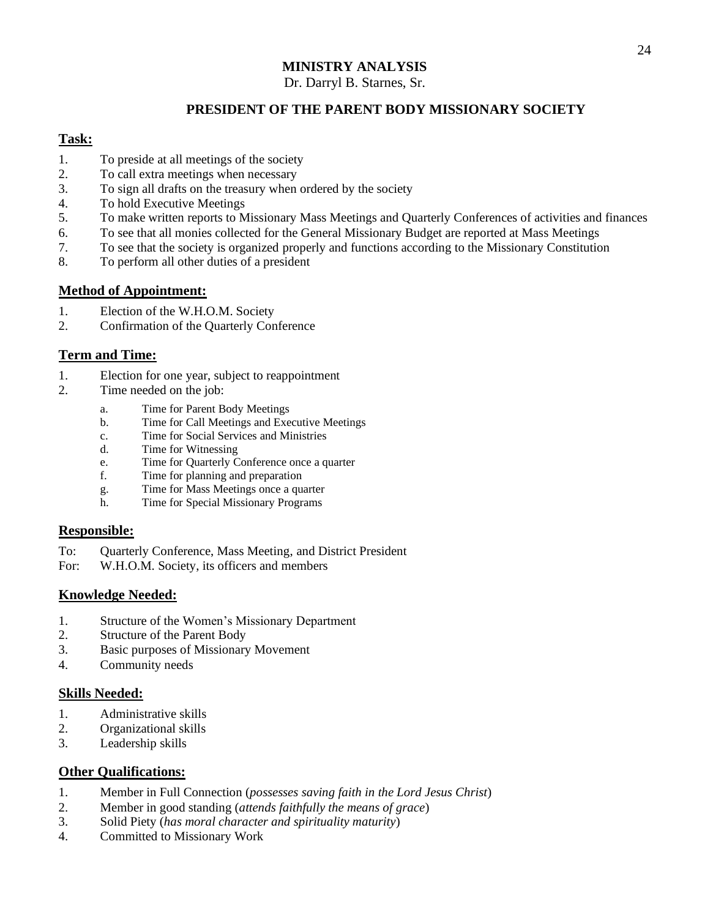# MINISTRY ANALYSIS

Dr. Darryl B. Starnes, Sr.

## PRESIDENT OF THE PARENT BODY MISSIONARY SOCIETY

### Task:

1. To preside at all meetings of the society
2. To call extra meetings when necessary
3. To sign all drafts on the treasury when ordered by the society
4. To hold Executive Meetings
5. To make written reports to Missionary Mass Meetings and Quarterly Conferences of activities and finances
6. To see that all monies collected for the General Missionary Budget are reported at Mass Meetings
7. To see that the society is organized properly and functions according to the Missionary Constitution
8. To perform all other duties of a president

### Method of Appointment:

1. Election of the W.H.O.M. Society
2. Confirmation of the Quarterly Conference

### Term and Time:

1. Election for one year, subject to reappointment
2. Time needed on the job:
    a. Time for Parent Body Meetings
    b. Time for Call Meetings and Executive Meetings
    c. Time for Social Services and Ministries
    d. Time for Witnessing
    e. Time for Quarterly Conference once a quarter
    f. Time for planning and preparation
    g. Time for Mass Meetings once a quarter
    h. Time for Special Missionary Programs

### Responsible:

To: Quarterly Conference, Mass Meeting, and District President
For: W.H.O.M. Society, its officers and members

### Knowledge Needed:

1. Structure of the Women's Missionary Department
2. Structure of the Parent Body
3. Basic purposes of Missionary Movement
4. Community needs

### Skills Needed:

1. Administrative skills
2. Organizational skills
3. Leadership skills

### Other Qualifications:

1. Member in Full Connection (*possesses saving faith in the Lord Jesus Christ*)
2. Member in good standing (*attends faithfully the means of grace*)
3. Solid Piety (*has moral character and spirituality maturity*)
4. Committed to Missionary Work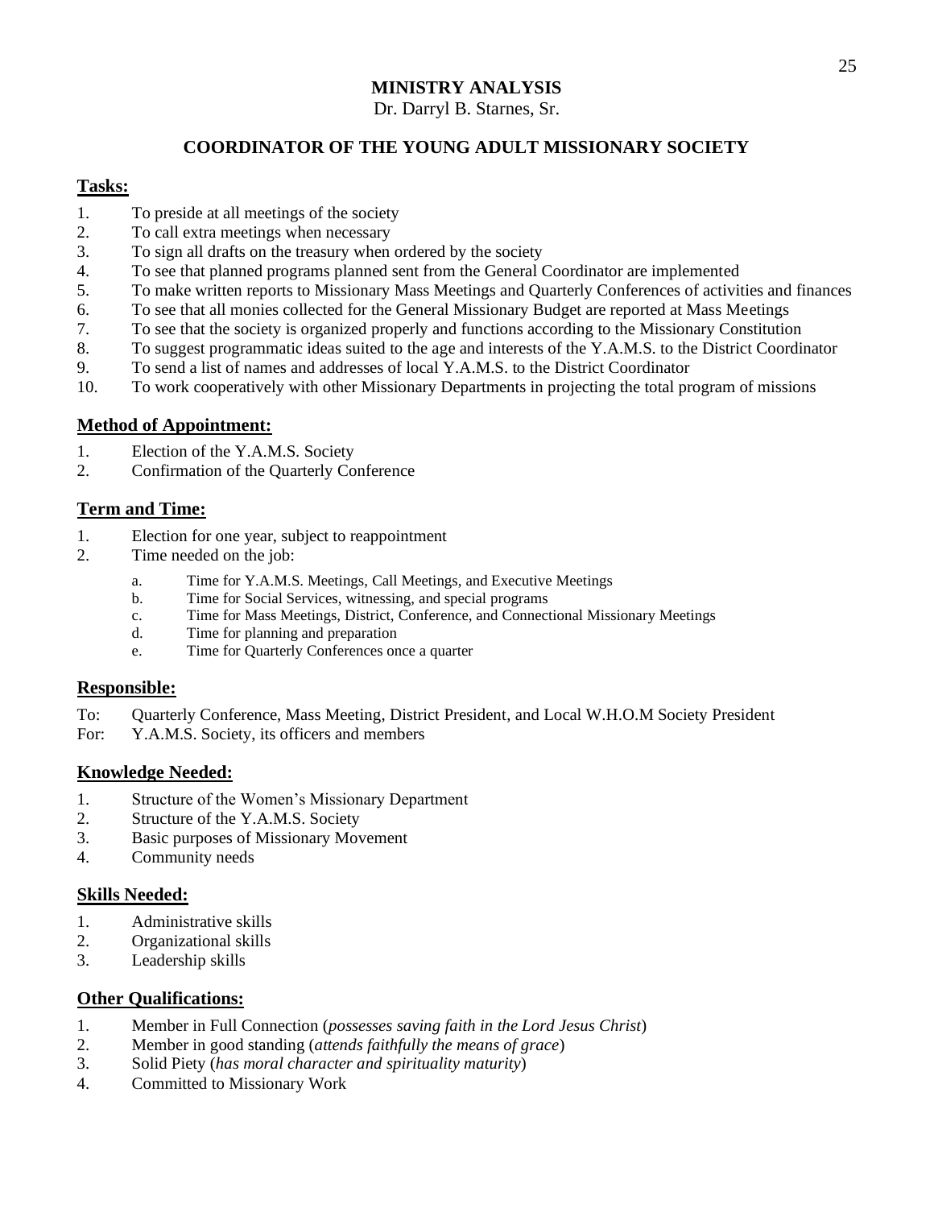# MINISTRY ANALYSIS

Dr. Darryl B. Starnes, Sr.

## COORDINATOR OF THE YOUNG ADULT MISSIONARY SOCIETY

### Tasks:

1. To preside at all meetings of the society
2. To call extra meetings when necessary
3. To sign all drafts on the treasury when ordered by the society
4. To see that planned programs planned sent from the General Coordinator are implemented
5. To make written reports to Missionary Mass Meetings and Quarterly Conferences of activities and finances
6. To see that all monies collected for the General Missionary Budget are reported at Mass Meetings
7. To see that the society is organized properly and functions according to the Missionary Constitution
8. To suggest programmatic ideas suited to the age and interests of the Y.A.M.S. to the District Coordinator
9. To send a list of names and addresses of local Y.A.M.S. to the District Coordinator
10. To work cooperatively with other Missionary Departments in projecting the total program of missions

### Method of Appointment:

1. Election of the Y.A.M.S. Society
2. Confirmation of the Quarterly Conference

### Term and Time:

1. Election for one year, subject to reappointment
2. Time needed on the job:
   a. Time for Y.A.M.S. Meetings, Call Meetings, and Executive Meetings
   b. Time for Social Services, witnessing, and special programs
   c. Time for Mass Meetings, District, Conference, and Connectional Missionary Meetings
   d. Time for planning and preparation
   e. Time for Quarterly Conferences once a quarter

### Responsible:

To: Quarterly Conference, Mass Meeting, District President, and Local W.H.O.M Society President
For: Y.A.M.S. Society, its officers and members

### Knowledge Needed:

1. Structure of the Women's Missionary Department
2. Structure of the Y.A.M.S. Society
3. Basic purposes of Missionary Movement
4. Community needs

### Skills Needed:

1. Administrative skills
2. Organizational skills
3. Leadership skills

### Other Qualifications:

1. Member in Full Connection (*possesses saving faith in the Lord Jesus Christ*)
2. Member in good standing (*attends faithfully the means of grace*)
3. Solid Piety (*has moral character and spirituality maturity*)
4. Committed to Missionary Work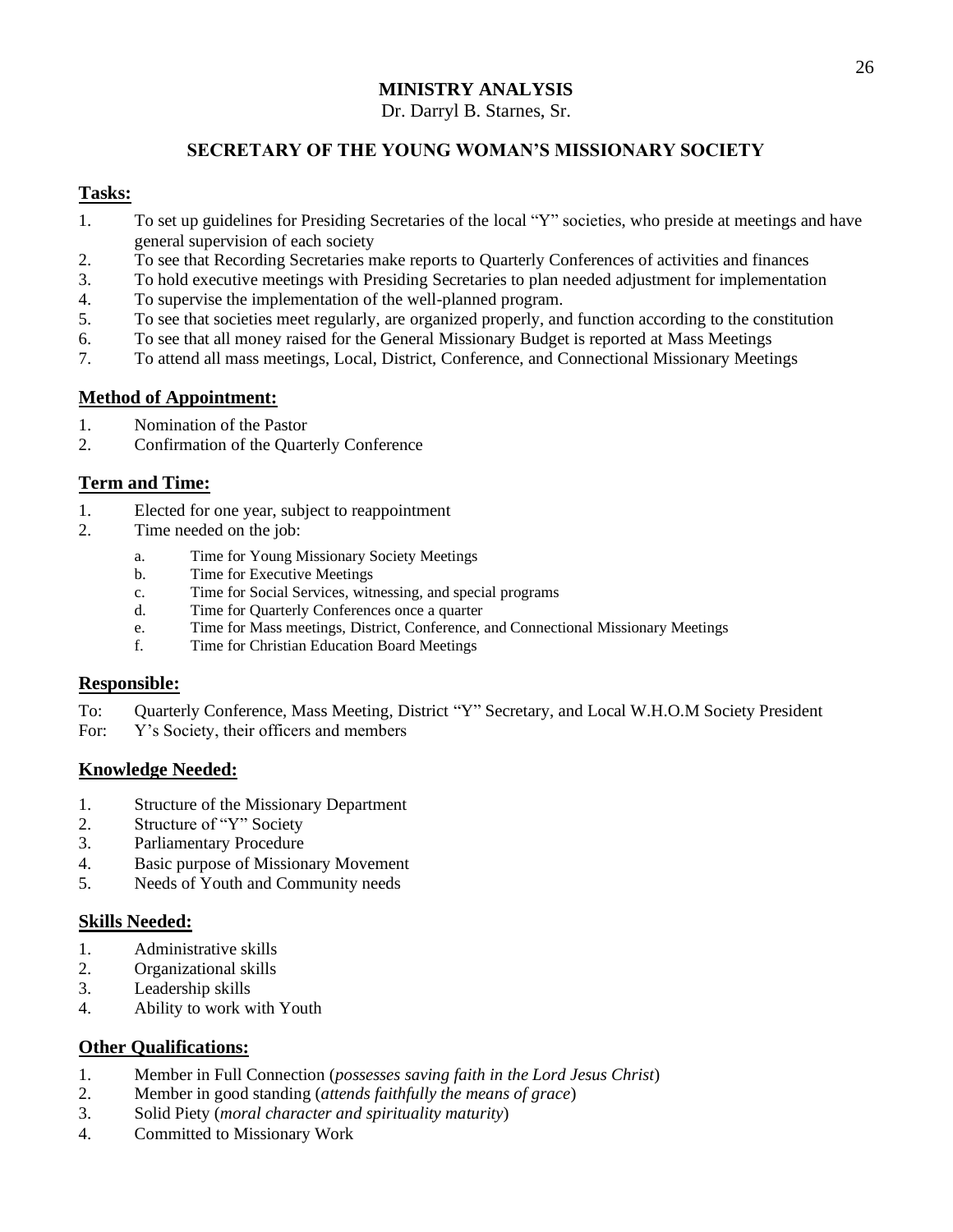# MINISTRY ANALYSIS

Dr. Darryl B. Starnes, Sr.

## SECRETARY OF THE YOUNG WOMAN'S MISSIONARY SOCIETY

### Tasks:

1. To set up guidelines for Presiding Secretaries of the local "Y" societies, who preside at meetings and have general supervision of each society
2. To see that Recording Secretaries make reports to Quarterly Conferences of activities and finances
3. To hold executive meetings with Presiding Secretaries to plan needed adjustment for implementation
4. To supervise the implementation of the well-planned program.
5. To see that societies meet regularly, are organized properly, and function according to the constitution
6. To see that all money raised for the General Missionary Budget is reported at Mass Meetings
7. To attend all mass meetings, Local, District, Conference, and Connectional Missionary Meetings

### Method of Appointment:

1. Nomination of the Pastor
2. Confirmation of the Quarterly Conference

### Term and Time:

1. Elected for one year, subject to reappointment
2. Time needed on the job:
   a. Time for Young Missionary Society Meetings
   b. Time for Executive Meetings
   c. Time for Social Services, witnessing, and special programs
   d. Time for Quarterly Conferences once a quarter
   e. Time for Mass meetings, District, Conference, and Connectional Missionary Meetings
   f. Time for Christian Education Board Meetings

### Responsible:

To: Quarterly Conference, Mass Meeting, District "Y" Secretary, and Local W.H.O.M Society President
For: Y's Society, their officers and members

### Knowledge Needed:

1. Structure of the Missionary Department
2. Structure of "Y" Society
3. Parliamentary Procedure
4. Basic purpose of Missionary Movement
5. Needs of Youth and Community needs

### Skills Needed:

1. Administrative skills
2. Organizational skills
3. Leadership skills
4. Ability to work with Youth

### Other Qualifications:

1. Member in Full Connection (*possesses saving faith in the Lord Jesus Christ*)
2. Member in good standing (*attends faithfully the means of grace*)
3. Solid Piety (*moral character and spirituality maturity*)
4. Committed to Missionary Work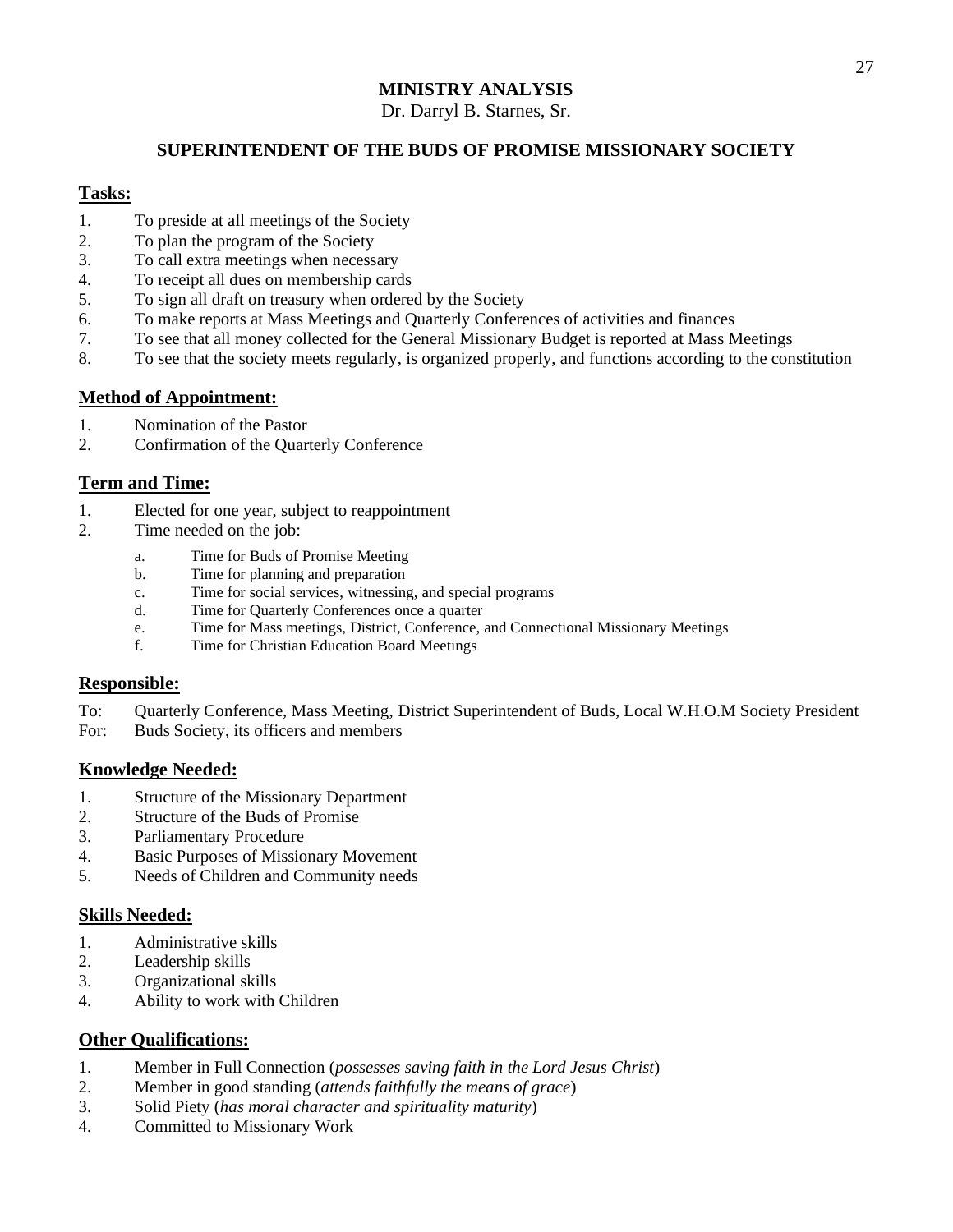# MINISTRY ANALYSIS

Dr. Darryl B. Starnes, Sr.

## SUPERINTENDENT OF THE BUDS OF PROMISE MISSIONARY SOCIETY

### Tasks:

1. To preside at all meetings of the Society
2. To plan the program of the Society
3. To call extra meetings when necessary
4. To receipt all dues on membership cards
5. To sign all draft on treasury when ordered by the Society
6. To make reports at Mass Meetings and Quarterly Conferences of activities and finances
7. To see that all money collected for the General Missionary Budget is reported at Mass Meetings
8. To see that the society meets regularly, is organized properly, and functions according to the constitution

### Method of Appointment:

1. Nomination of the Pastor
2. Confirmation of the Quarterly Conference

### Term and Time:

1. Elected for one year, subject to reappointment
2. Time needed on the job:
   - a. Time for Buds of Promise Meeting
   - b. Time for planning and preparation
   - c. Time for social services, witnessing, and special programs
   - d. Time for Quarterly Conferences once a quarter
   - e. Time for Mass meetings, District, Conference, and Connectional Missionary Meetings
   - f. Time for Christian Education Board Meetings

### Responsible:

To: Quarterly Conference, Mass Meeting, District Superintendent of Buds, Local W.H.O.M Society President

For: Buds Society, its officers and members

### Knowledge Needed:

1. Structure of the Missionary Department
2. Structure of the Buds of Promise
3. Parliamentary Procedure
4. Basic Purposes of Missionary Movement
5. Needs of Children and Community needs

### Skills Needed:

1. Administrative skills
2. Leadership skills
3. Organizational skills
4. Ability to work with Children

### Other Qualifications:

1. Member in Full Connection (*possesses saving faith in the Lord Jesus Christ*)
2. Member in good standing (*attends faithfully the means of grace*)
3. Solid Piety (*has moral character and spirituality maturity*)
4. Committed to Missionary Work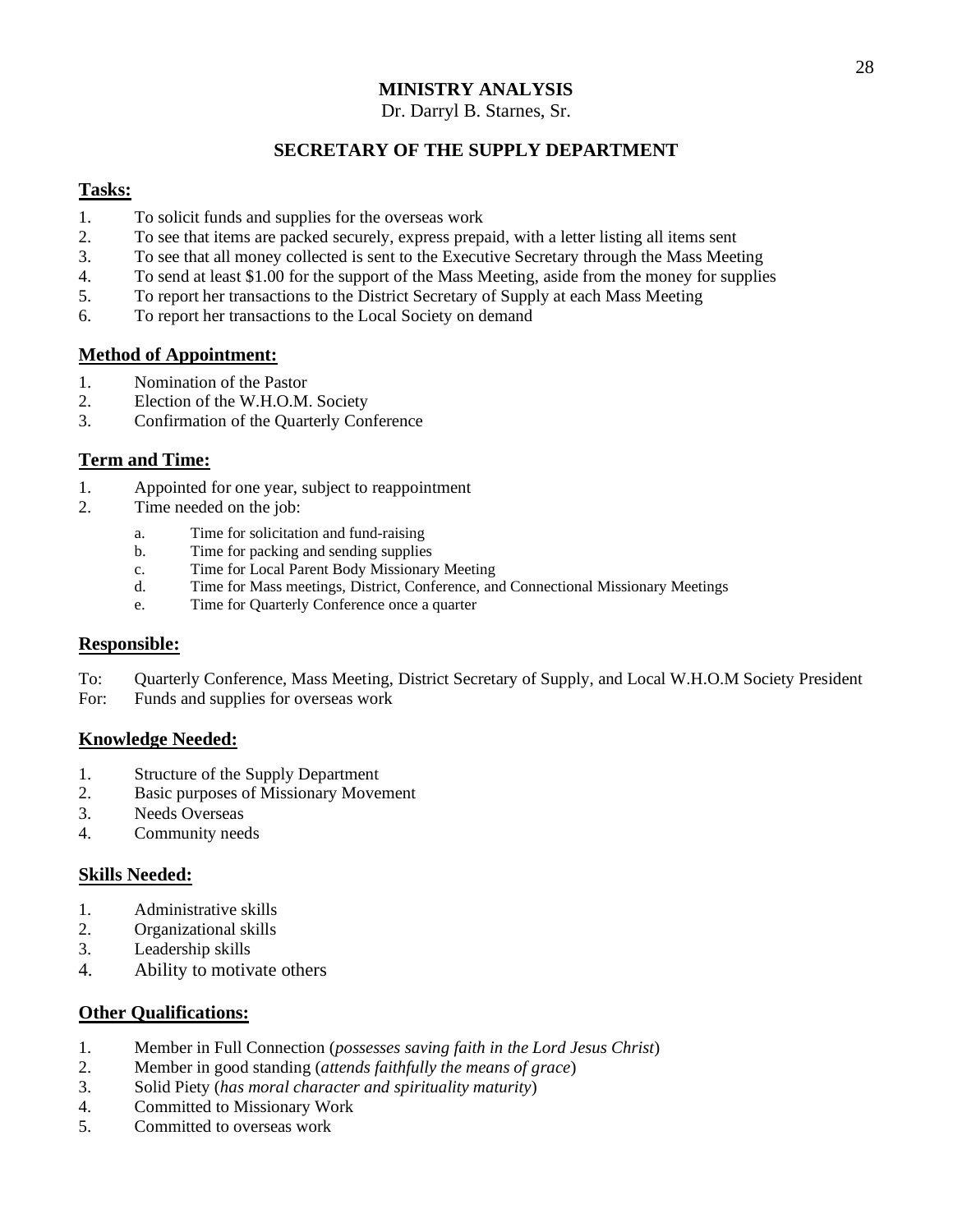# MINISTRY ANALYSIS

Dr. Darryl B. Starnes, Sr.

## SECRETARY OF THE SUPPLY DEPARTMENT

### Tasks:

1. To solicit funds and supplies for the overseas work
2. To see that items are packed securely, express prepaid, with a letter listing all items sent
3. To see that all money collected is sent to the Executive Secretary through the Mass Meeting
4. To send at least $1.00 for the support of the Mass Meeting, aside from the money for supplies
5. To report her transactions to the District Secretary of Supply at each Mass Meeting
6. To report her transactions to the Local Society on demand

### Method of Appointment:

1. Nomination of the Pastor
2. Election of the W.H.O.M. Society
3. Confirmation of the Quarterly Conference

### Term and Time:

1. Appointed for one year, subject to reappointment
2. Time needed on the job:
   a. Time for solicitation and fund-raising
   b. Time for packing and sending supplies
   c. Time for Local Parent Body Missionary Meeting
   d. Time for Mass meetings, District, Conference, and Connectional Missionary Meetings
   e. Time for Quarterly Conference once a quarter

### Responsible:

To: Quarterly Conference, Mass Meeting, District Secretary of Supply, and Local W.H.O.M Society President
For: Funds and supplies for overseas work

### Knowledge Needed:

1. Structure of the Supply Department
2. Basic purposes of Missionary Movement
3. Needs Overseas
4. Community needs

### Skills Needed:

1. Administrative skills
2. Organizational skills
3. Leadership skills
4. Ability to motivate others

### Other Qualifications:

1. Member in Full Connection (*possesses saving faith in the Lord Jesus Christ*)
2. Member in good standing (*attends faithfully the means of grace*)
3. Solid Piety (*has moral character and spirituality maturity*)
4. Committed to Missionary Work
5. Committed to overseas work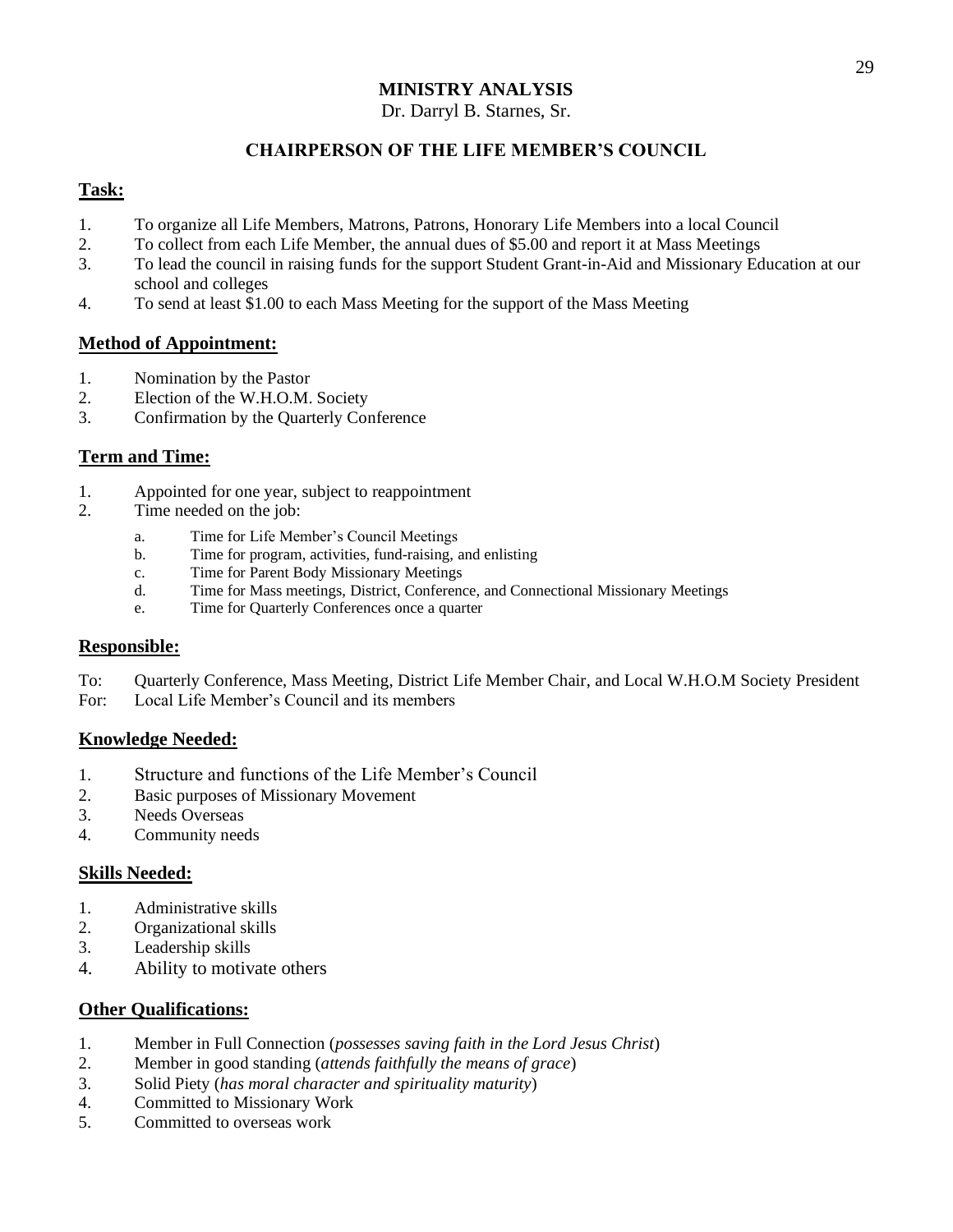# MINISTRY ANALYSIS

Dr. Darryl B. Starnes, Sr.

## CHAIRPERSON OF THE LIFE MEMBER'S COUNCIL

### Task:

1. To organize all Life Members, Matrons, Patrons, Honorary Life Members into a local Council
2. To collect from each Life Member, the annual dues of $5.00 and report it at Mass Meetings
3. To lead the council in raising funds for the support Student Grant-in-Aid and Missionary Education at our school and colleges
4. To send at least $1.00 to each Mass Meeting for the support of the Mass Meeting

### Method of Appointment:

1. Nomination by the Pastor
2. Election of the W.H.O.M. Society
3. Confirmation by the Quarterly Conference

### Term and Time:

1. Appointed for one year, subject to reappointment
2. Time needed on the job:
   a. Time for Life Member's Council Meetings
   b. Time for program, activities, fund-raising, and enlisting
   c. Time for Parent Body Missionary Meetings
   d. Time for Mass meetings, District, Conference, and Connectional Missionary Meetings
   e. Time for Quarterly Conferences once a quarter

### Responsible:

To: Quarterly Conference, Mass Meeting, District Life Member Chair, and Local W.H.O.M Society President
For: Local Life Member's Council and its members

### Knowledge Needed:

1. Structure and functions of the Life Member's Council
2. Basic purposes of Missionary Movement
3. Needs Overseas
4. Community needs

### Skills Needed:

1. Administrative skills
2. Organizational skills
3. Leadership skills
4. Ability to motivate others

### Other Qualifications:

1. Member in Full Connection (*possesses saving faith in the Lord Jesus Christ*)
2. Member in good standing (*attends faithfully the means of grace*)
3. Solid Piety (*has moral character and spirituality maturity*)
4. Committed to Missionary Work
5. Committed to overseas work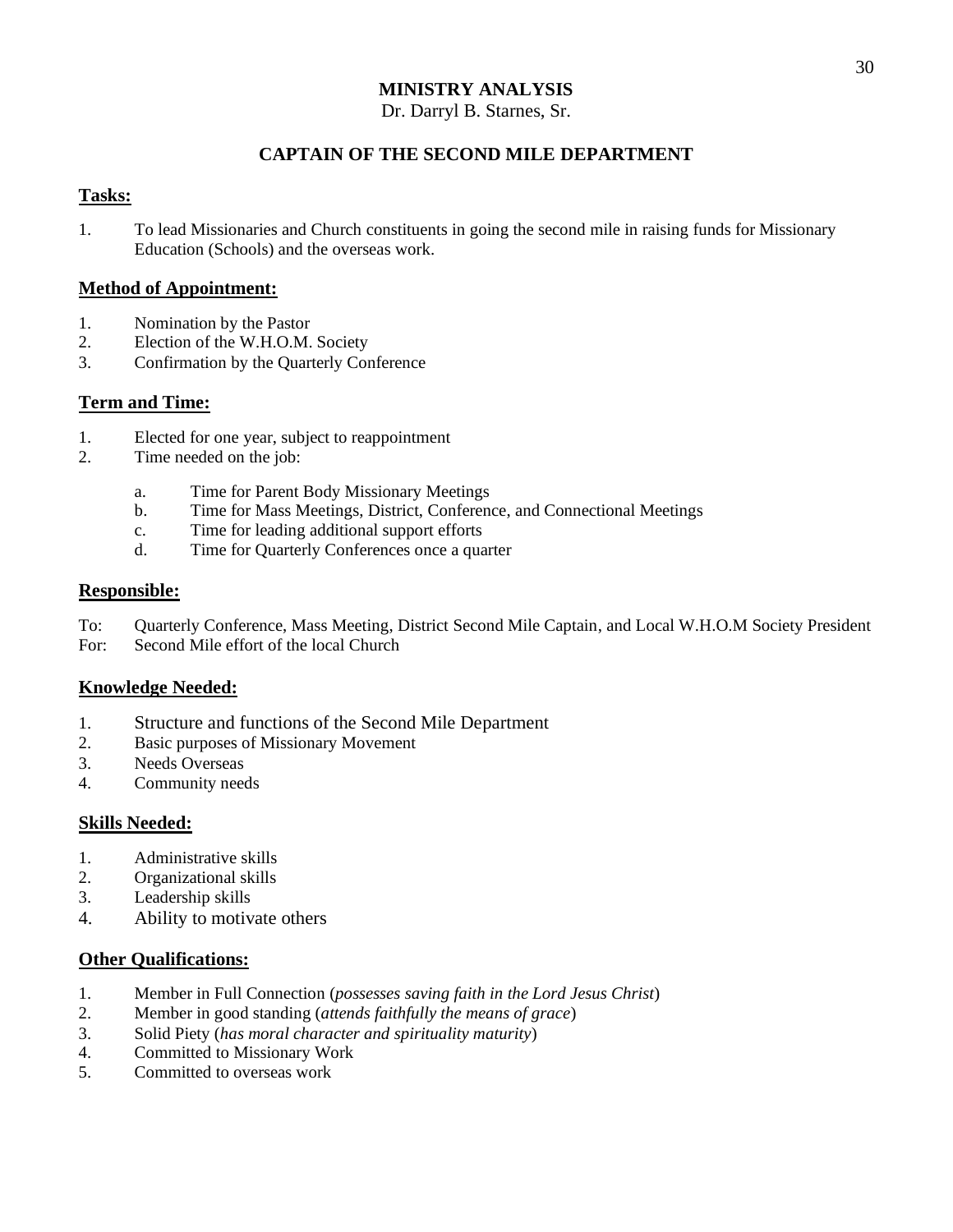**MINISTRY ANALYSIS**
Dr. Darryl B. Starnes, Sr.

## CAPTAIN OF THE SECOND MILE DEPARTMENT

### Tasks:

1. To lead Missionaries and Church constituents in going the second mile in raising funds for Missionary Education (Schools) and the overseas work.

### Method of Appointment:

1. Nomination by the Pastor
2. Election of the W.H.O.M. Society
3. Confirmation by the Quarterly Conference

### Term and Time:

1. Elected for one year, subject to reappointment
2. Time needed on the job:
   a. Time for Parent Body Missionary Meetings
   b. Time for Mass Meetings, District, Conference, and Connectional Meetings
   c. Time for leading additional support efforts
   d. Time for Quarterly Conferences once a quarter

### Responsible:

To: Quarterly Conference, Mass Meeting, District Second Mile Captain, and Local W.H.O.M Society President
For: Second Mile effort of the local Church

### Knowledge Needed:

1. Structure and functions of the Second Mile Department
2. Basic purposes of Missionary Movement
3. Needs Overseas
4. Community needs

### Skills Needed:

1. Administrative skills
2. Organizational skills
3. Leadership skills
4. Ability to motivate others

### Other Qualifications:

1. Member in Full Connection (*possesses saving faith in the Lord Jesus Christ*)
2. Member in good standing (*attends faithfully the means of grace*)
3. Solid Piety (*has moral character and spirituality maturity*)
4. Committed to Missionary Work
5. Committed to overseas work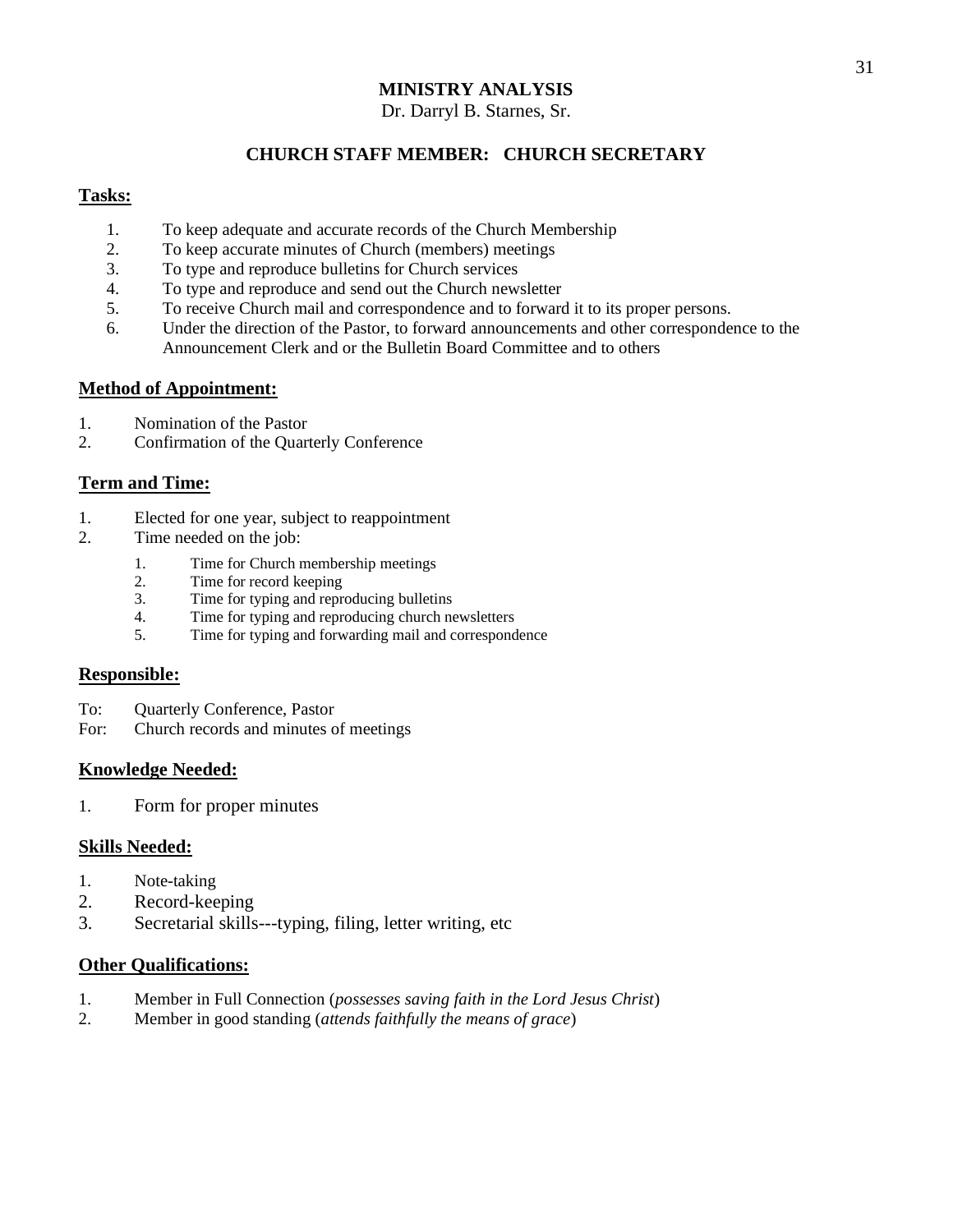# MINISTRY ANALYSIS

Dr. Darryl B. Starnes, Sr.

## CHURCH STAFF MEMBER: CHURCH SECRETARY

### Tasks:

1. To keep adequate and accurate records of the Church Membership
2. To keep accurate minutes of Church (members) meetings
3. To type and reproduce bulletins for Church services
4. To type and reproduce and send out the Church newsletter
5. To receive Church mail and correspondence and to forward it to its proper persons.
6. Under the direction of the Pastor, to forward announcements and other correspondence to the Announcement Clerk and or the Bulletin Board Committee and to others

### Method of Appointment:

1. Nomination of the Pastor
2. Confirmation of the Quarterly Conference

### Term and Time:

1. Elected for one year, subject to reappointment
2. Time needed on the job:
   1. Time for Church membership meetings
   2. Time for record keeping
   3. Time for typing and reproducing bulletins
   4. Time for typing and reproducing church newsletters
   5. Time for typing and forwarding mail and correspondence

### Responsible:

To: Quarterly Conference, Pastor
For: Church records and minutes of meetings

### Knowledge Needed:

1. Form for proper minutes

### Skills Needed:

1. Note-taking
2. Record-keeping
3. Secretarial skills---typing, filing, letter writing, etc

### Other Qualifications:

1. Member in Full Connection (*possesses saving faith in the Lord Jesus Christ*)
2. Member in good standing (*attends faithfully the means of grace*)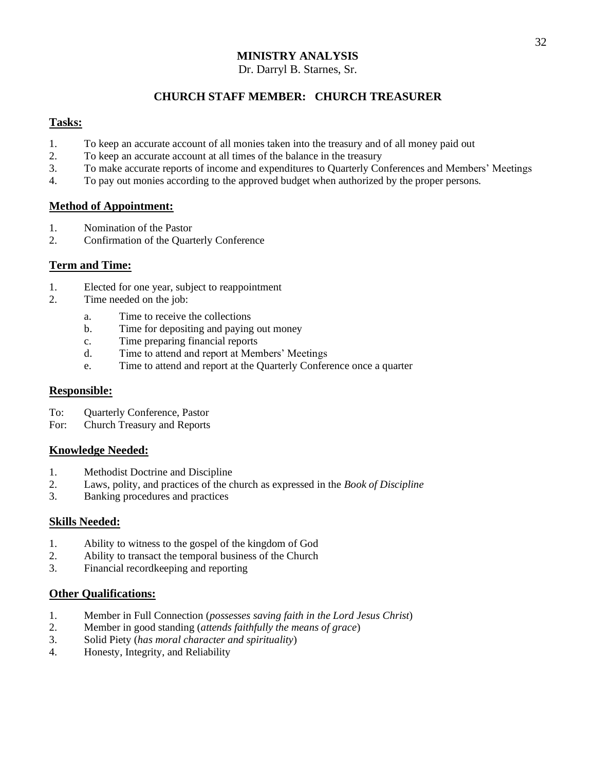# MINISTRY ANALYSIS

Dr. Darryl B. Starnes, Sr.

## CHURCH STAFF MEMBER: CHURCH TREASURER

### Tasks:

1. To keep an accurate account of all monies taken into the treasury and of all money paid out
2. To keep an accurate account at all times of the balance in the treasury
3. To make accurate reports of income and expenditures to Quarterly Conferences and Members' Meetings
4. To pay out monies according to the approved budget when authorized by the proper persons.

### Method of Appointment:

1. Nomination of the Pastor
2. Confirmation of the Quarterly Conference

### Term and Time:

1. Elected for one year, subject to reappointment
2. Time needed on the job:
    a. Time to receive the collections
    b. Time for depositing and paying out money
    c. Time preparing financial reports
    d. Time to attend and report at Members' Meetings
    e. Time to attend and report at the Quarterly Conference once a quarter

### Responsible:

To: Quarterly Conference, Pastor
For: Church Treasury and Reports

### Knowledge Needed:

1. Methodist Doctrine and Discipline
2. Laws, polity, and practices of the church as expressed in the *Book of Discipline*
3. Banking procedures and practices

### Skills Needed:

1. Ability to witness to the gospel of the kingdom of God
2. Ability to transact the temporal business of the Church
3. Financial recordkeeping and reporting

### Other Qualifications:

1. Member in Full Connection (*possesses saving faith in the Lord Jesus Christ*)
2. Member in good standing (*attends faithfully the means of grace*)
3. Solid Piety (*has moral character and spirituality*)
4. Honesty, Integrity, and Reliability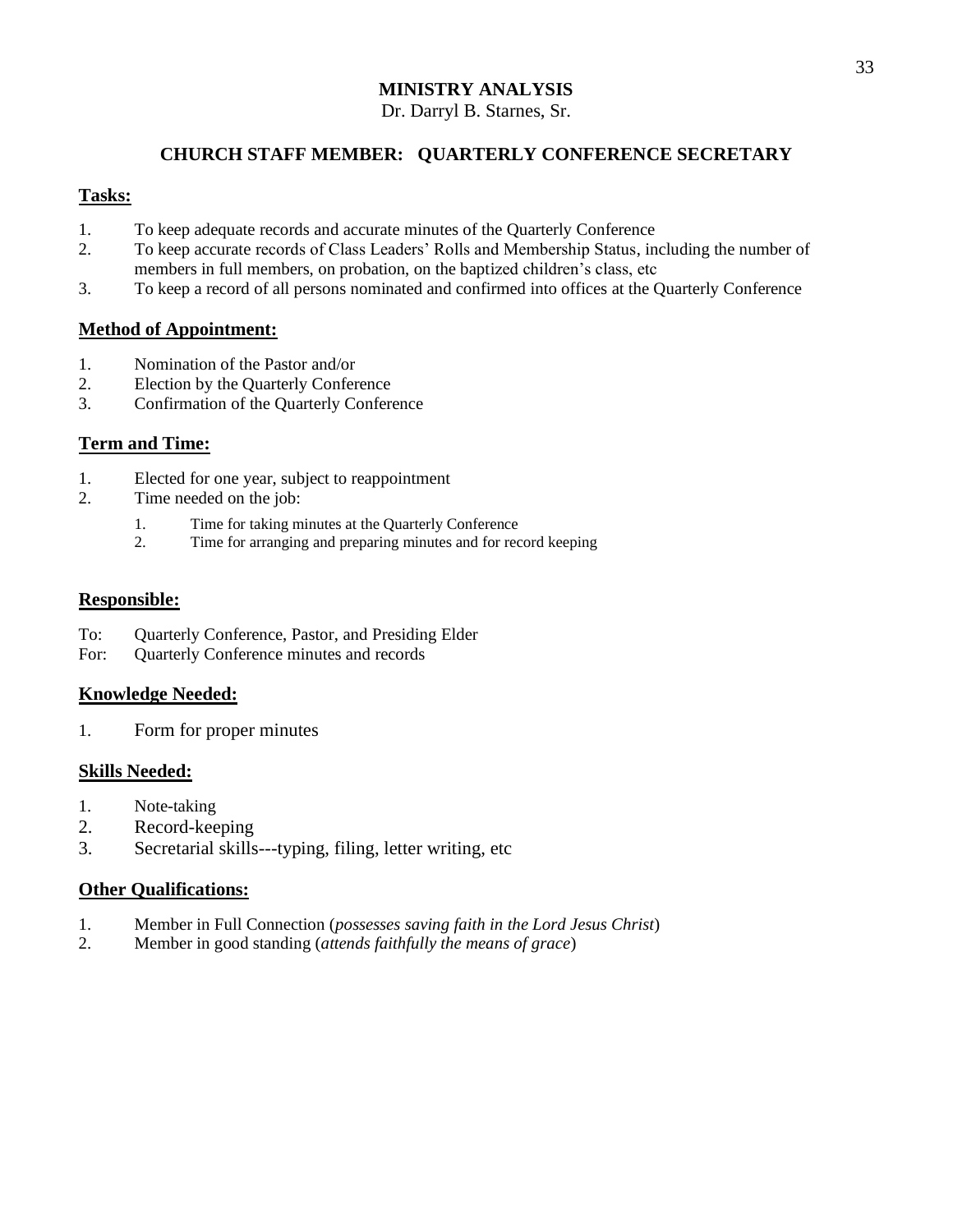# MINISTRY ANALYSIS

Dr. Darryl B. Starnes, Sr.

## CHURCH STAFF MEMBER: QUARTERLY CONFERENCE SECRETARY

### Tasks:

1. To keep adequate records and accurate minutes of the Quarterly Conference
2. To keep accurate records of Class Leaders' Rolls and Membership Status, including the number of members in full members, on probation, on the baptized children's class, etc
3. To keep a record of all persons nominated and confirmed into offices at the Quarterly Conference

### Method of Appointment:

1. Nomination of the Pastor and/or
2. Election by the Quarterly Conference
3. Confirmation of the Quarterly Conference

### Term and Time:

1. Elected for one year, subject to reappointment
2. Time needed on the job:
    1. Time for taking minutes at the Quarterly Conference
    2. Time for arranging and preparing minutes and for record keeping

### Responsible:

To: Quarterly Conference, Pastor, and Presiding Elder
For: Quarterly Conference minutes and records

### Knowledge Needed:

1. Form for proper minutes

### Skills Needed:

1. Note-taking
2. Record-keeping
3. Secretarial skills---typing, filing, letter writing, etc

### Other Qualifications:

1. Member in Full Connection (*possesses saving faith in the Lord Jesus Christ*)
2. Member in good standing (*attends faithfully the means of grace*)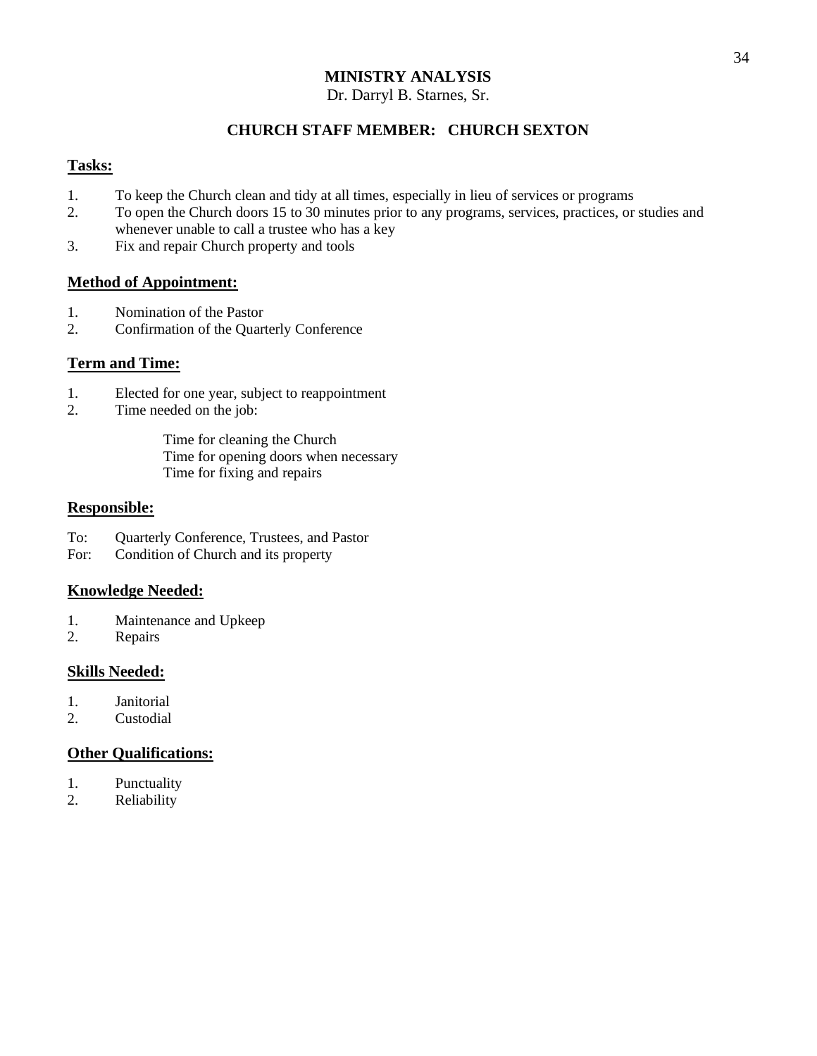## MINISTRY ANALYSIS

Dr. Darryl B. Starnes, Sr.

### CHURCH STAFF MEMBER: CHURCH SEXTON

**Tasks:**

1. To keep the Church clean and tidy at all times, especially in lieu of services or programs
2. To open the Church doors 15 to 30 minutes prior to any programs, services, practices, or studies and whenever unable to call a trustee who has a key
3. Fix and repair Church property and tools

**Method of Appointment:**

1. Nomination of the Pastor
2. Confirmation of the Quarterly Conference

**Term and Time:**

1. Elected for one year, subject to reappointment
2. Time needed on the job:

   Time for cleaning the Church
   Time for opening doors when necessary
   Time for fixing and repairs

**Responsible:**

To: Quarterly Conference, Trustees, and Pastor
For: Condition of Church and its property

**Knowledge Needed:**

1. Maintenance and Upkeep
2. Repairs

**Skills Needed:**

1. Janitorial
2. Custodial

**Other Qualifications:**

1. Punctuality
2. Reliability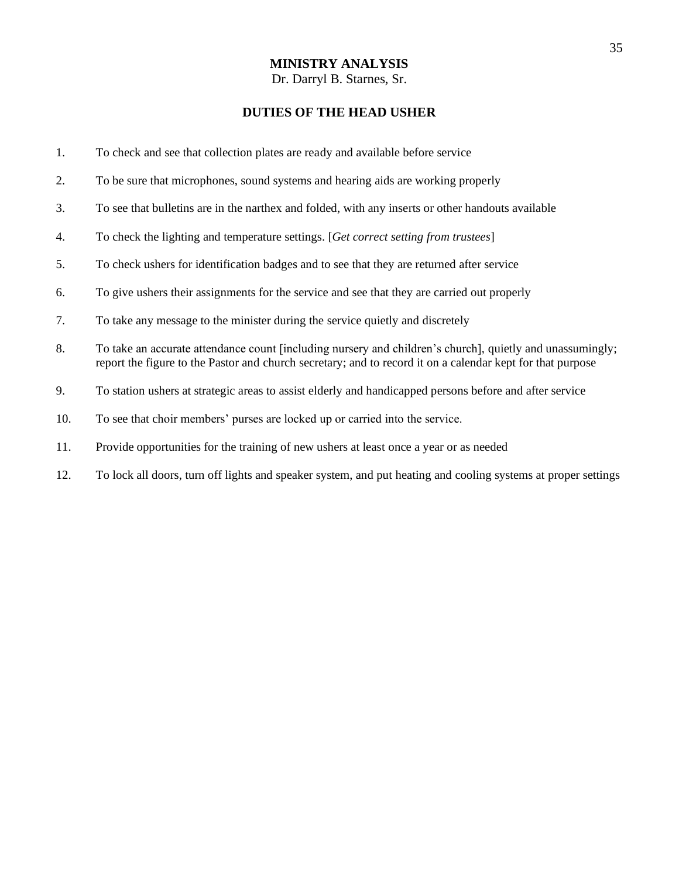**MINISTRY ANALYSIS**
Dr. Darryl B. Starnes, Sr.

## DUTIES OF THE HEAD USHER

1. To check and see that collection plates are ready and available before service
2. To be sure that microphones, sound systems and hearing aids are working properly
3. To see that bulletins are in the narthex and folded, with any inserts or other handouts available
4. To check the lighting and temperature settings. [*Get correct setting from trustees*]
5. To check ushers for identification badges and to see that they are returned after service
6. To give ushers their assignments for the service and see that they are carried out properly
7. To take any message to the minister during the service quietly and discretely
8. To take an accurate attendance count [including nursery and children's church], quietly and unassumingly; report the figure to the Pastor and church secretary; and to record it on a calendar kept for that purpose
9. To station ushers at strategic areas to assist elderly and handicapped persons before and after service
10. To see that choir members' purses are locked up or carried into the service.
11. Provide opportunities for the training of new ushers at least once a year or as needed
12. To lock all doors, turn off lights and speaker system, and put heating and cooling systems at proper settings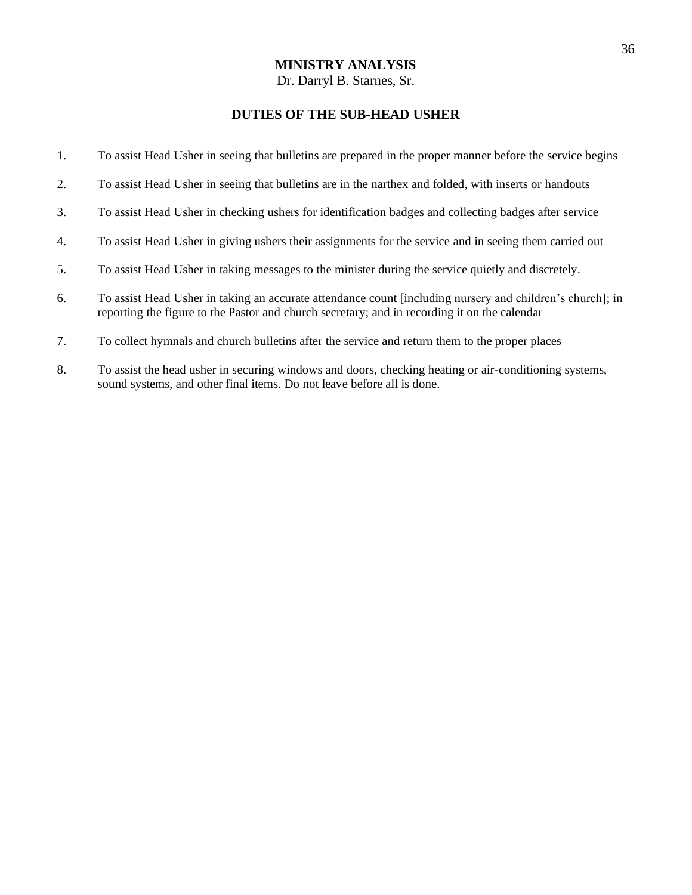**MINISTRY ANALYSIS**
Dr. Darryl B. Starnes, Sr.

## DUTIES OF THE SUB-HEAD USHER

1. To assist Head Usher in seeing that bulletins are prepared in the proper manner before the service begins
2. To assist Head Usher in seeing that bulletins are in the narthex and folded, with inserts or handouts
3. To assist Head Usher in checking ushers for identification badges and collecting badges after service
4. To assist Head Usher in giving ushers their assignments for the service and in seeing them carried out
5. To assist Head Usher in taking messages to the minister during the service quietly and discretely.
6. To assist Head Usher in taking an accurate attendance count [including nursery and children's church]; in reporting the figure to the Pastor and church secretary; and in recording it on the calendar
7. To collect hymnals and church bulletins after the service and return them to the proper places
8. To assist the head usher in securing windows and doors, checking heating or air-conditioning systems, sound systems, and other final items. Do not leave before all is done.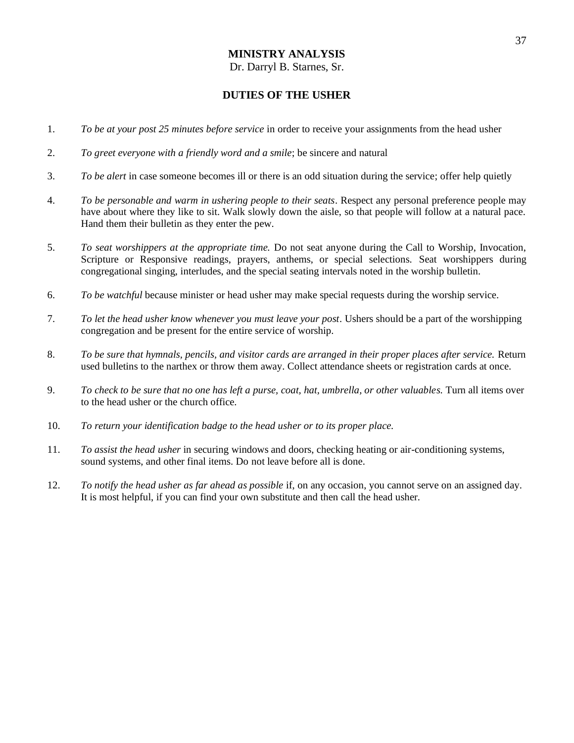**MINISTRY ANALYSIS**
Dr. Darryl B. Starnes, Sr.

## DUTIES OF THE USHER

1. *To be at your post 25 minutes before service* in order to receive your assignments from the head usher

2. *To greet everyone with a friendly word and a smile*; be sincere and natural

3. *To be alert* in case someone becomes ill or there is an odd situation during the service; offer help quietly

4. *To be personable and warm in ushering people to their seats*. Respect any personal preference people may have about where they like to sit. Walk slowly down the aisle, so that people will follow at a natural pace. Hand them their bulletin as they enter the pew.

5. *To seat worshippers at the appropriate time.* Do not seat anyone during the Call to Worship, Invocation, Scripture or Responsive readings, prayers, anthems, or special selections. Seat worshippers during congregational singing, interludes, and the special seating intervals noted in the worship bulletin.

6. *To be watchful* because minister or head usher may make special requests during the worship service.

7. *To let the head usher know whenever you must leave your post*. Ushers should be a part of the worshipping congregation and be present for the entire service of worship.

8. *To be sure that hymnals, pencils, and visitor cards are arranged in their proper places after service.* Return used bulletins to the narthex or throw them away. Collect attendance sheets or registration cards at once.

9. *To check to be sure that no one has left a purse, coat, hat, umbrella, or other valuables.* Turn all items over to the head usher or the church office.

10. *To return your identification badge to the head usher or to its proper place.*

11. *To assist the head usher* in securing windows and doors, checking heating or air-conditioning systems, sound systems, and other final items. Do not leave before all is done.

12. *To notify the head usher as far ahead as possible* if, on any occasion, you cannot serve on an assigned day. It is most helpful, if you can find your own substitute and then call the head usher.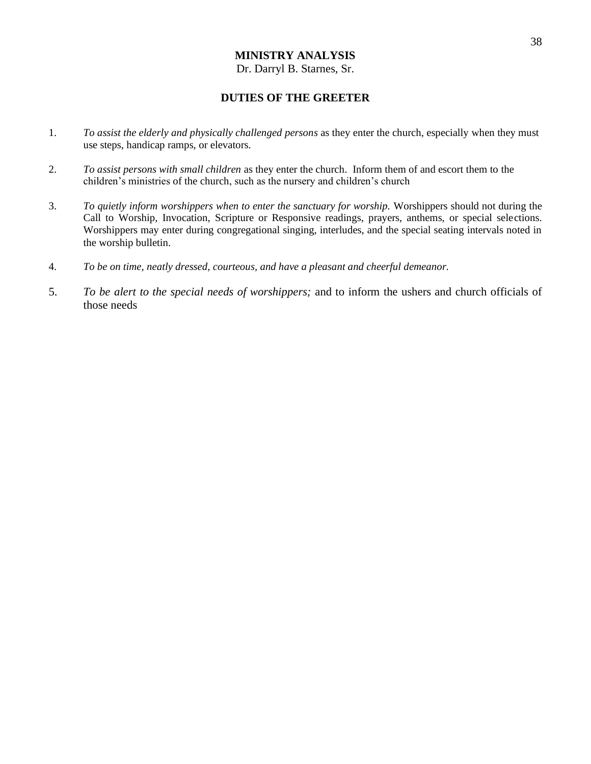**MINISTRY ANALYSIS**
Dr. Darryl B. Starnes, Sr.

## DUTIES OF THE GREETER

1. *To assist the elderly and physically challenged persons* as they enter the church, especially when they must use steps, handicap ramps, or elevators.

2. *To assist persons with small children* as they enter the church. Inform them of and escort them to the children's ministries of the church, such as the nursery and children's church

3. *To quietly inform worshippers when to enter the sanctuary for worship.* Worshippers should not during the Call to Worship, Invocation, Scripture or Responsive readings, prayers, anthems, or special selections. Worshippers may enter during congregational singing, interludes, and the special seating intervals noted in the worship bulletin.

4. *To be on time, neatly dressed, courteous, and have a pleasant and cheerful demeanor.*

5. *To be alert to the special needs of worshippers;* and to inform the ushers and church officials of those needs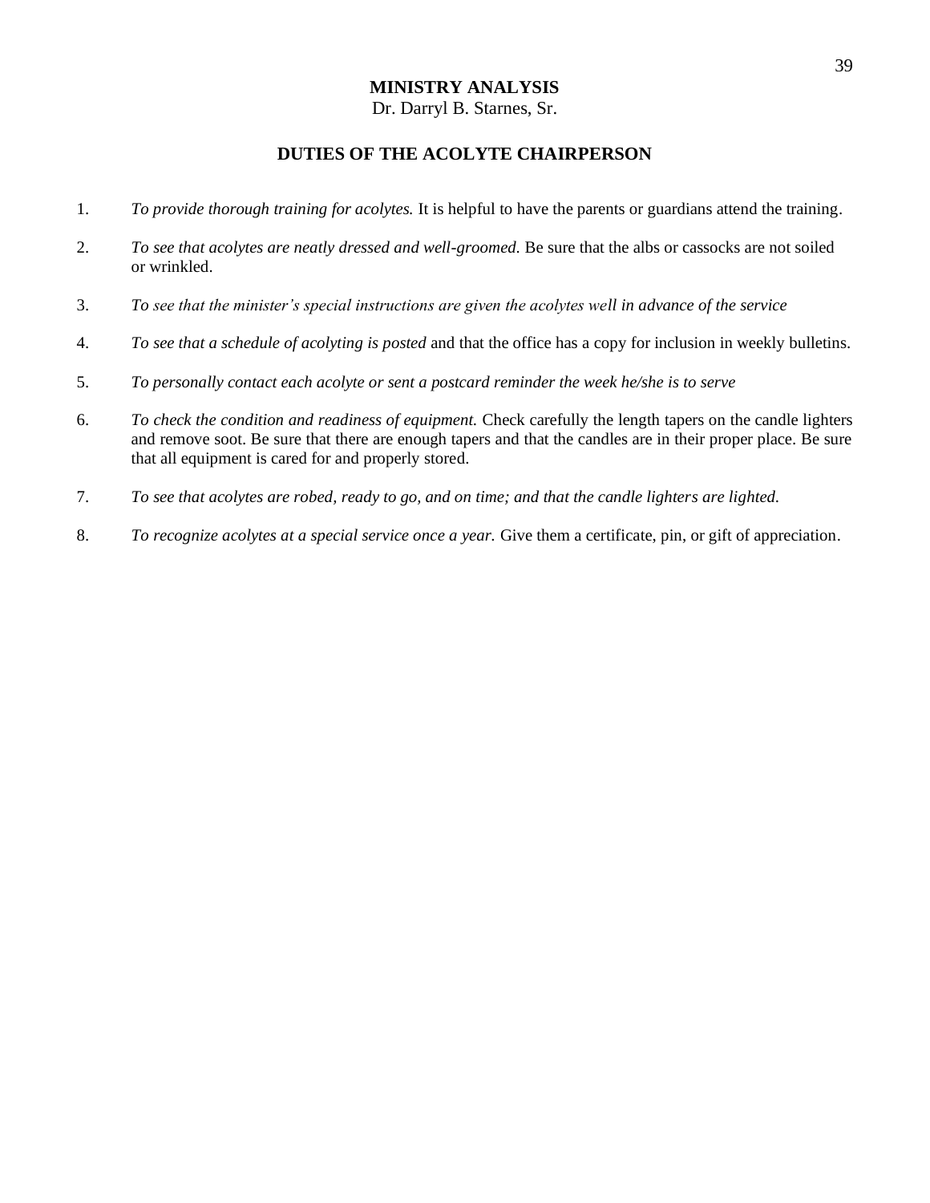**MINISTRY ANALYSIS**
Dr. Darryl B. Starnes, Sr.

## DUTIES OF THE ACOLYTE CHAIRPERSON

1. *To provide thorough training for acolytes.* It is helpful to have the parents or guardians attend the training.
2. *To see that acolytes are neatly dressed and well-groomed.* Be sure that the albs or cassocks are not soiled or wrinkled.
3. *To see that the minister's special instructions are given the acolytes well in advance of the service*
4. *To see that a schedule of acolyting is posted* and that the office has a copy for inclusion in weekly bulletins.
5. *To personally contact each acolyte or sent a postcard reminder the week he/she is to serve*
6. *To check the condition and readiness of equipment.* Check carefully the length tapers on the candle lighters and remove soot. Be sure that there are enough tapers and that the candles are in their proper place. Be sure that all equipment is cared for and properly stored.
7. *To see that acolytes are robed, ready to go, and on time; and that the candle lighters are lighted.*
8. *To recognize acolytes at a special service once a year.* Give them a certificate, pin, or gift of appreciation.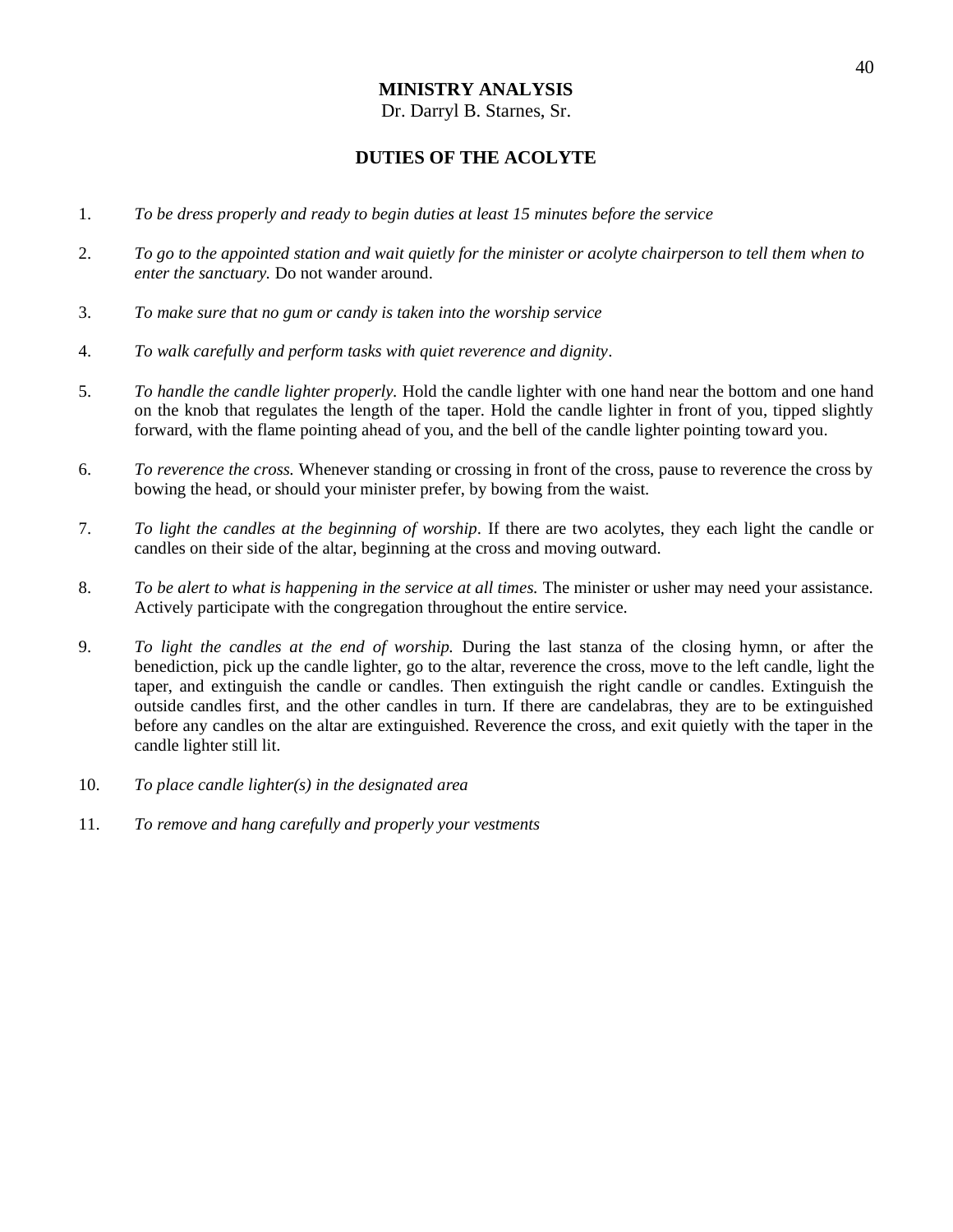**MINISTRY ANALYSIS**
Dr. Darryl B. Starnes, Sr.

## DUTIES OF THE ACOLYTE

1. *To be dress properly and ready to begin duties at least 15 minutes before the service*

2. *To go to the appointed station and wait quietly for the minister or acolyte chairperson to tell them when to enter the sanctuary.* Do not wander around.

3. *To make sure that no gum or candy is taken into the worship service*

4. *To walk carefully and perform tasks with quiet reverence and dignity*.

5. *To handle the candle lighter properly.* Hold the candle lighter with one hand near the bottom and one hand on the knob that regulates the length of the taper. Hold the candle lighter in front of you, tipped slightly forward, with the flame pointing ahead of you, and the bell of the candle lighter pointing toward you.

6. *To reverence the cross.* Whenever standing or crossing in front of the cross, pause to reverence the cross by bowing the head, or should your minister prefer, by bowing from the waist.

7. *To light the candles at the beginning of worship*. If there are two acolytes, they each light the candle or candles on their side of the altar, beginning at the cross and moving outward.

8. *To be alert to what is happening in the service at all times.* The minister or usher may need your assistance. Actively participate with the congregation throughout the entire service.

9. *To light the candles at the end of worship.* During the last stanza of the closing hymn, or after the benediction, pick up the candle lighter, go to the altar, reverence the cross, move to the left candle, light the taper, and extinguish the candle or candles. Then extinguish the right candle or candles. Extinguish the outside candles first, and the other candles in turn. If there are candelabras, they are to be extinguished before any candles on the altar are extinguished. Reverence the cross, and exit quietly with the taper in the candle lighter still lit.

10. *To place candle lighter(s) in the designated area*

11. *To remove and hang carefully and properly your vestments*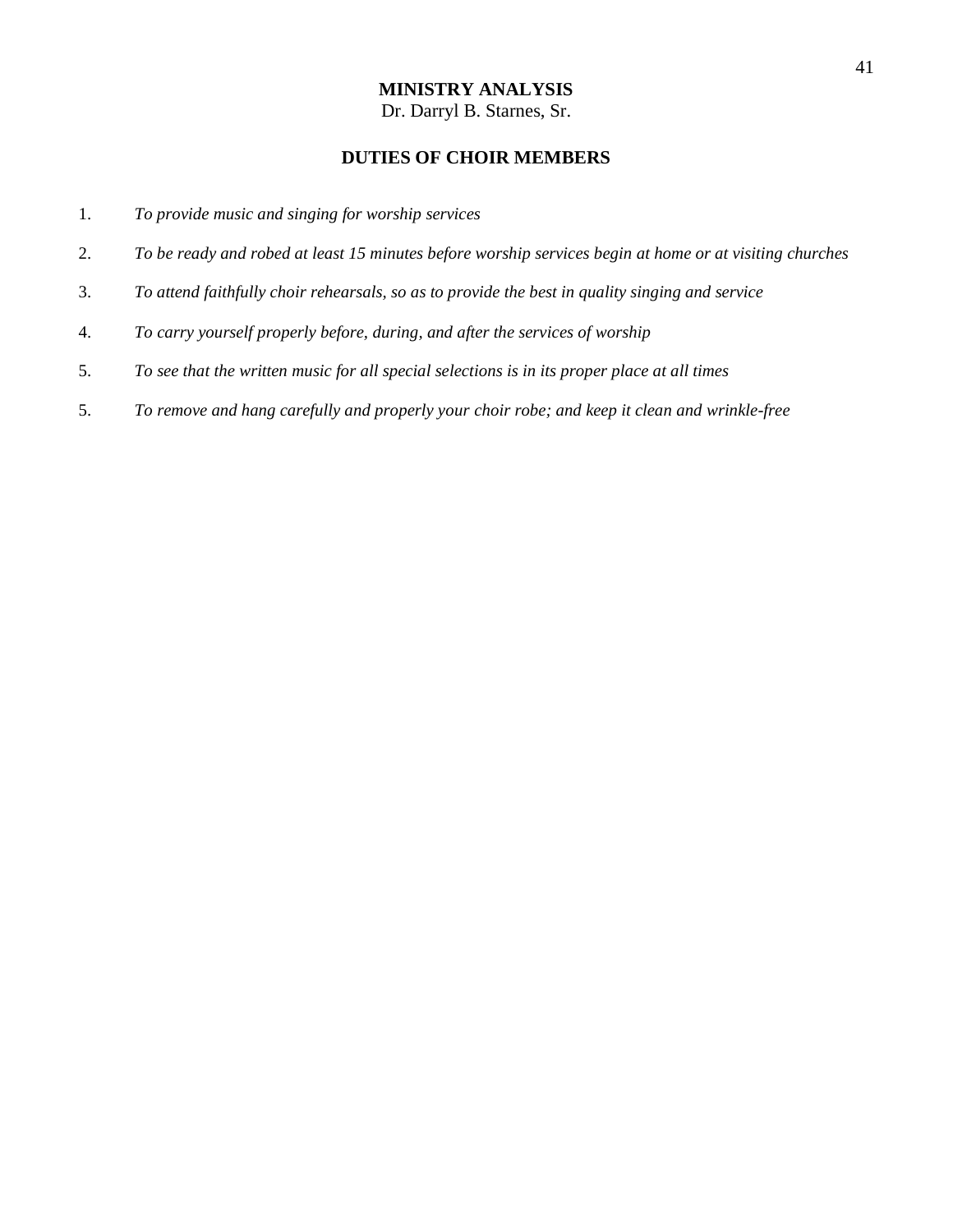**MINISTRY ANALYSIS**
Dr. Darryl B. Starnes, Sr.

## DUTIES OF CHOIR MEMBERS

1. *To provide music and singing for worship services*

2. *To be ready and robed at least 15 minutes before worship services begin at home or at visiting churches*

3. *To attend faithfully choir rehearsals, so as to provide the best in quality singing and service*

4. *To carry yourself properly before, during, and after the services of worship*

5. *To see that the written music for all special selections is in its proper place at all times*

5. *To remove and hang carefully and properly your choir robe; and keep it clean and wrinkle-free*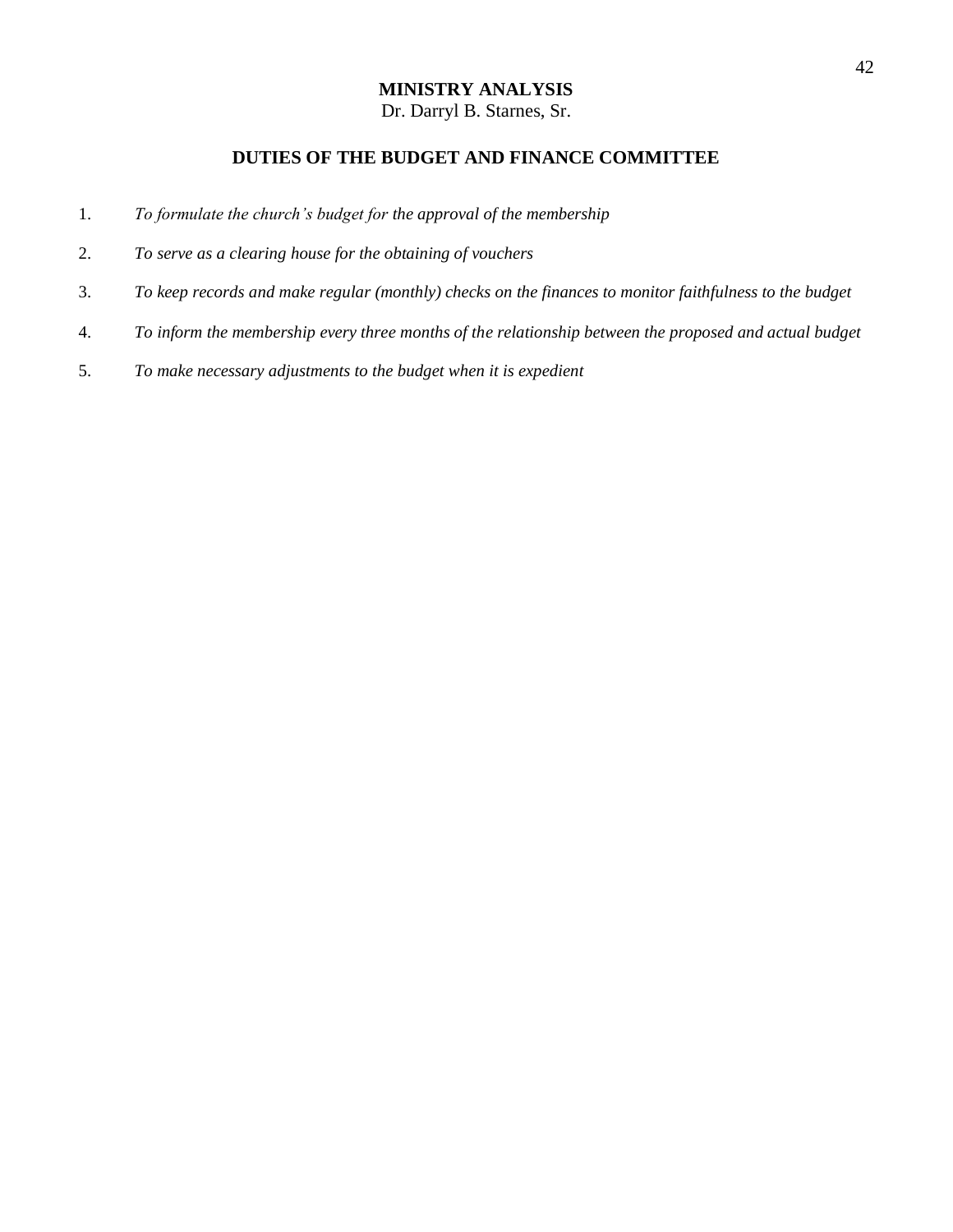**MINISTRY ANALYSIS**
Dr. Darryl B. Starnes, Sr.

## DUTIES OF THE BUDGET AND FINANCE COMMITTEE

1. *To formulate the church's budget for the approval of the membership*
2. *To serve as a clearing house for the obtaining of vouchers*
3. *To keep records and make regular (monthly) checks on the finances to monitor faithfulness to the budget*
4. *To inform the membership every three months of the relationship between the proposed and actual budget*
5. *To make necessary adjustments to the budget when it is expedient*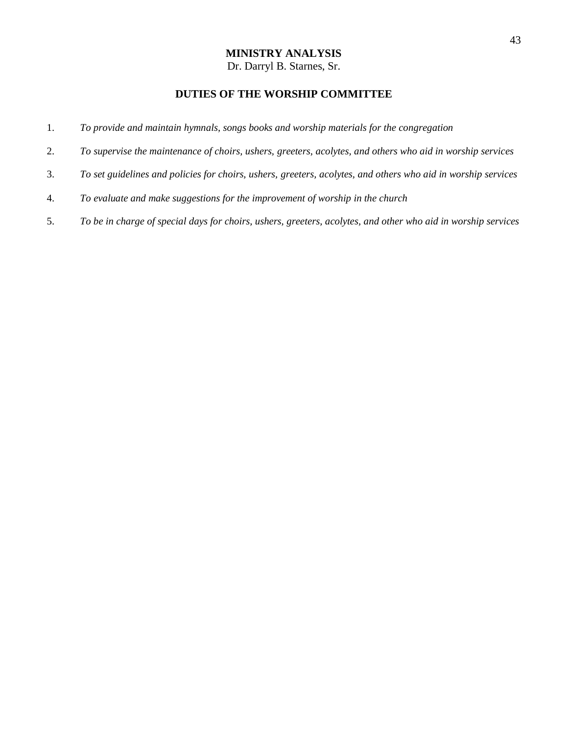**MINISTRY ANALYSIS**
Dr. Darryl B. Starnes, Sr.

## DUTIES OF THE WORSHIP COMMITTEE

1. *To provide and maintain hymnals, songs books and worship materials for the congregation*
2. *To supervise the maintenance of choirs, ushers, greeters, acolytes, and others who aid in worship services*
3. *To set guidelines and policies for choirs, ushers, greeters, acolytes, and others who aid in worship services*
4. *To evaluate and make suggestions for the improvement of worship in the church*
5. *To be in charge of special days for choirs, ushers, greeters, acolytes, and other who aid in worship services*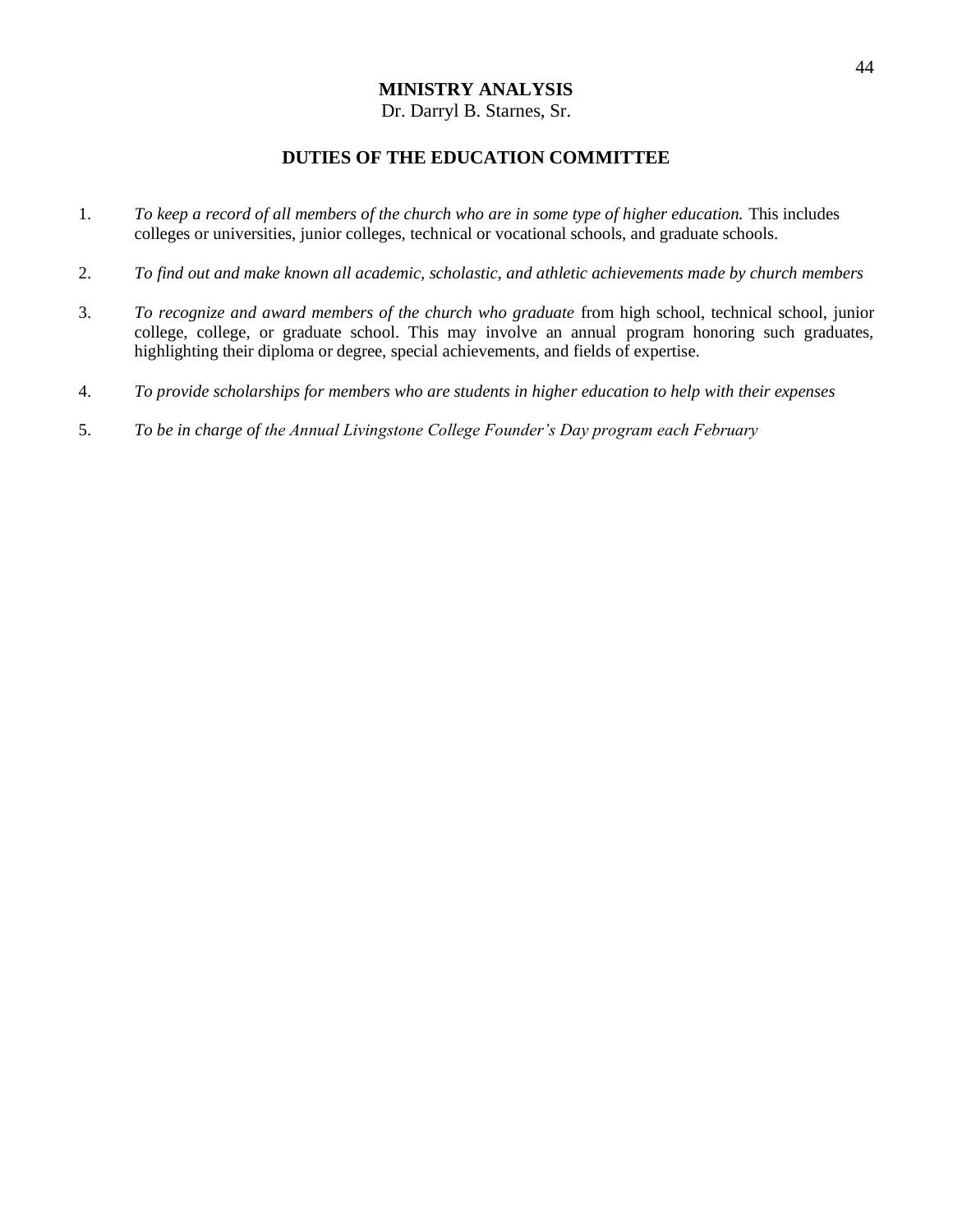**MINISTRY ANALYSIS**
Dr. Darryl B. Starnes, Sr.

## DUTIES OF THE EDUCATION COMMITTEE

1. *To keep a record of all members of the church who are in some type of higher education.* This includes colleges or universities, junior colleges, technical or vocational schools, and graduate schools.

2. *To find out and make known all academic, scholastic, and athletic achievements made by church members*

3. *To recognize and award members of the church who graduate* from high school, technical school, junior college, college, or graduate school. This may involve an annual program honoring such graduates, highlighting their diploma or degree, special achievements, and fields of expertise.

4. *To provide scholarships for members who are students in higher education to help with their expenses*

5. *To be in charge of the Annual Livingstone College Founder's Day program each February*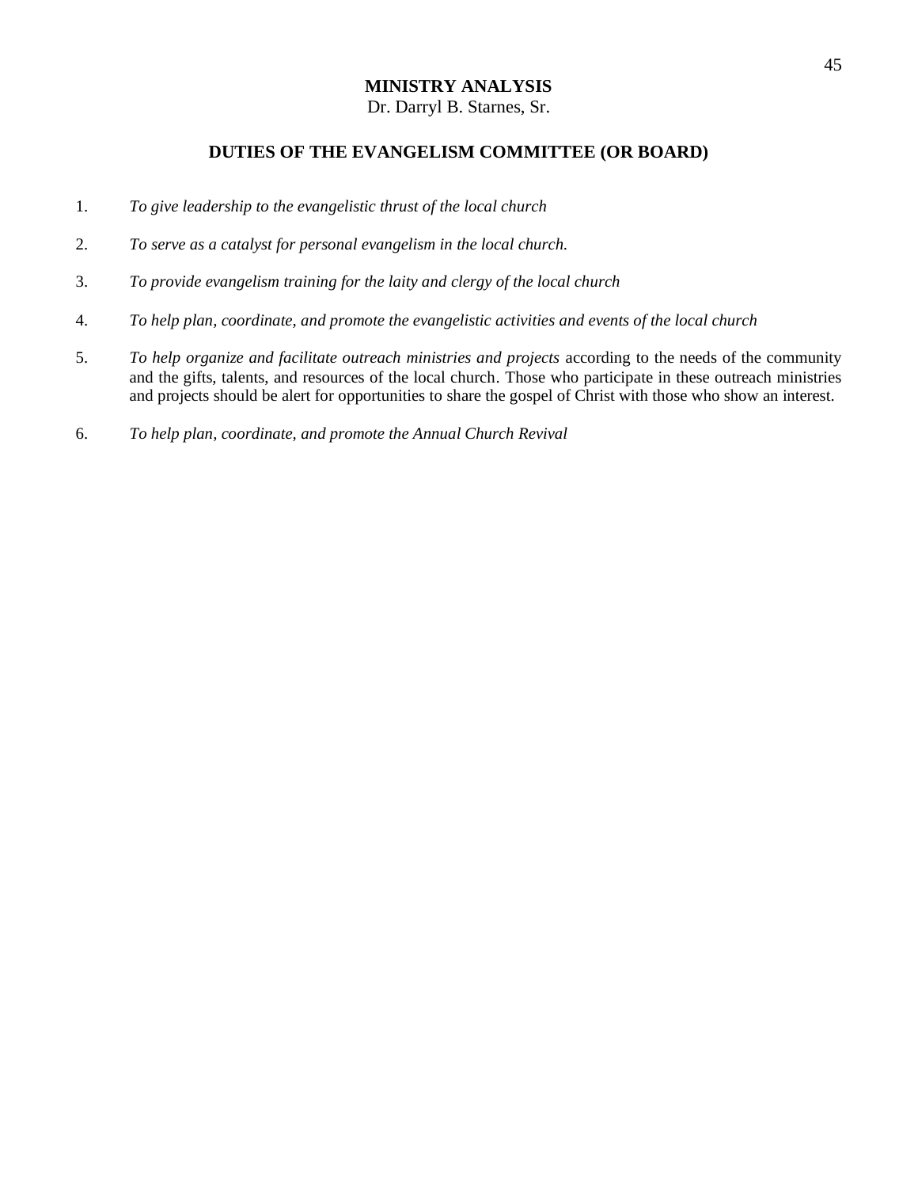**MINISTRY ANALYSIS**

Dr. Darryl B. Starnes, Sr.

## DUTIES OF THE EVANGELISM COMMITTEE (OR BOARD)

1. *To give leadership to the evangelistic thrust of the local church*

2. *To serve as a catalyst for personal evangelism in the local church.*

3. *To provide evangelism training for the laity and clergy of the local church*

4. *To help plan, coordinate, and promote the evangelistic activities and events of the local church*

5. *To help organize and facilitate outreach ministries and projects* according to the needs of the community and the gifts, talents, and resources of the local church. Those who participate in these outreach ministries and projects should be alert for opportunities to share the gospel of Christ with those who show an interest.

6. *To help plan, coordinate, and promote the Annual Church Revival*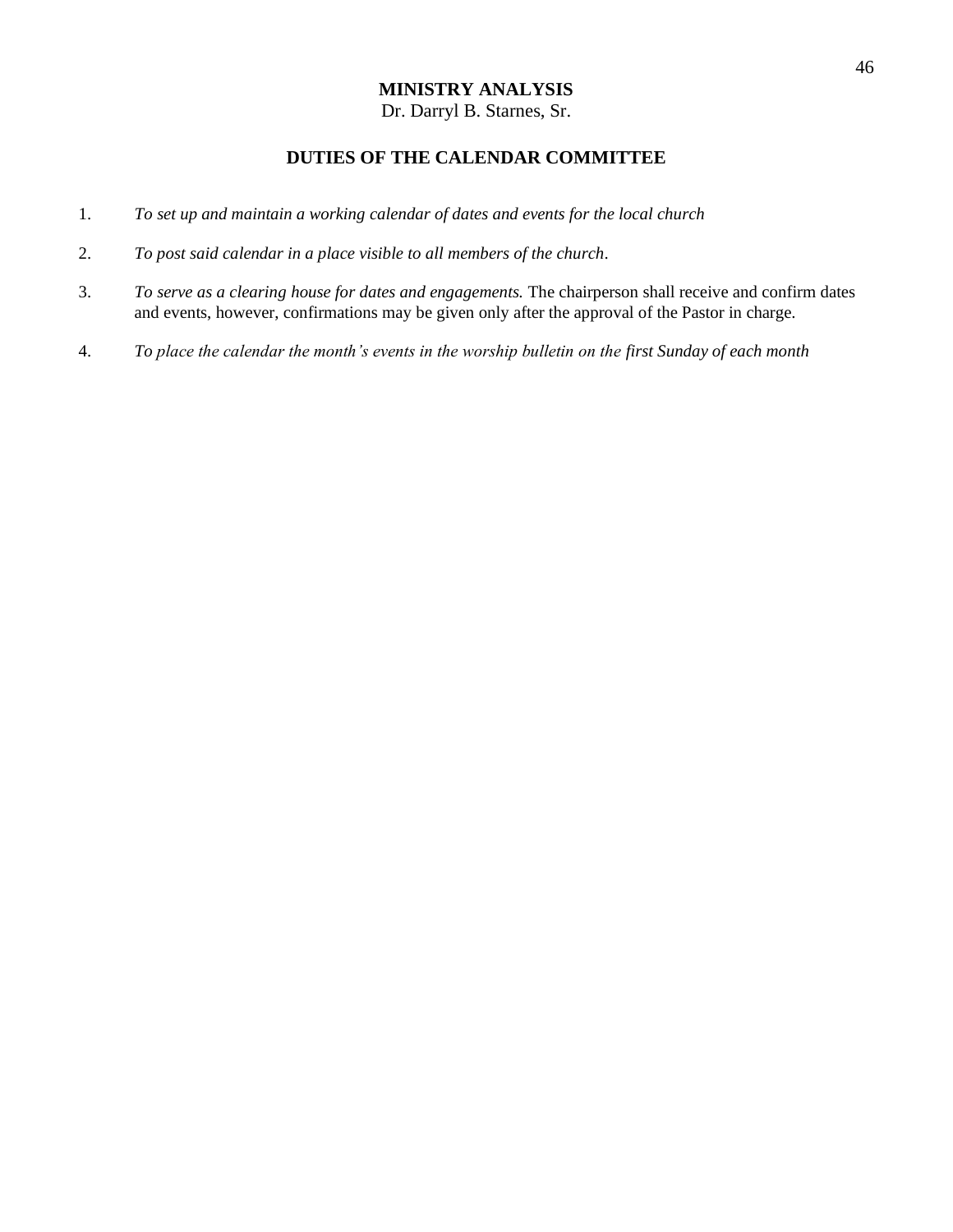**MINISTRY ANALYSIS**
Dr. Darryl B. Starnes, Sr.

## DUTIES OF THE CALENDAR COMMITTEE

1. *To set up and maintain a working calendar of dates and events for the local church*

2. *To post said calendar in a place visible to all members of the church*.

3. *To serve as a clearing house for dates and engagements.* The chairperson shall receive and confirm dates and events, however, confirmations may be given only after the approval of the Pastor in charge.

4. *To place the calendar the month's events in the worship bulletin on the first Sunday of each month*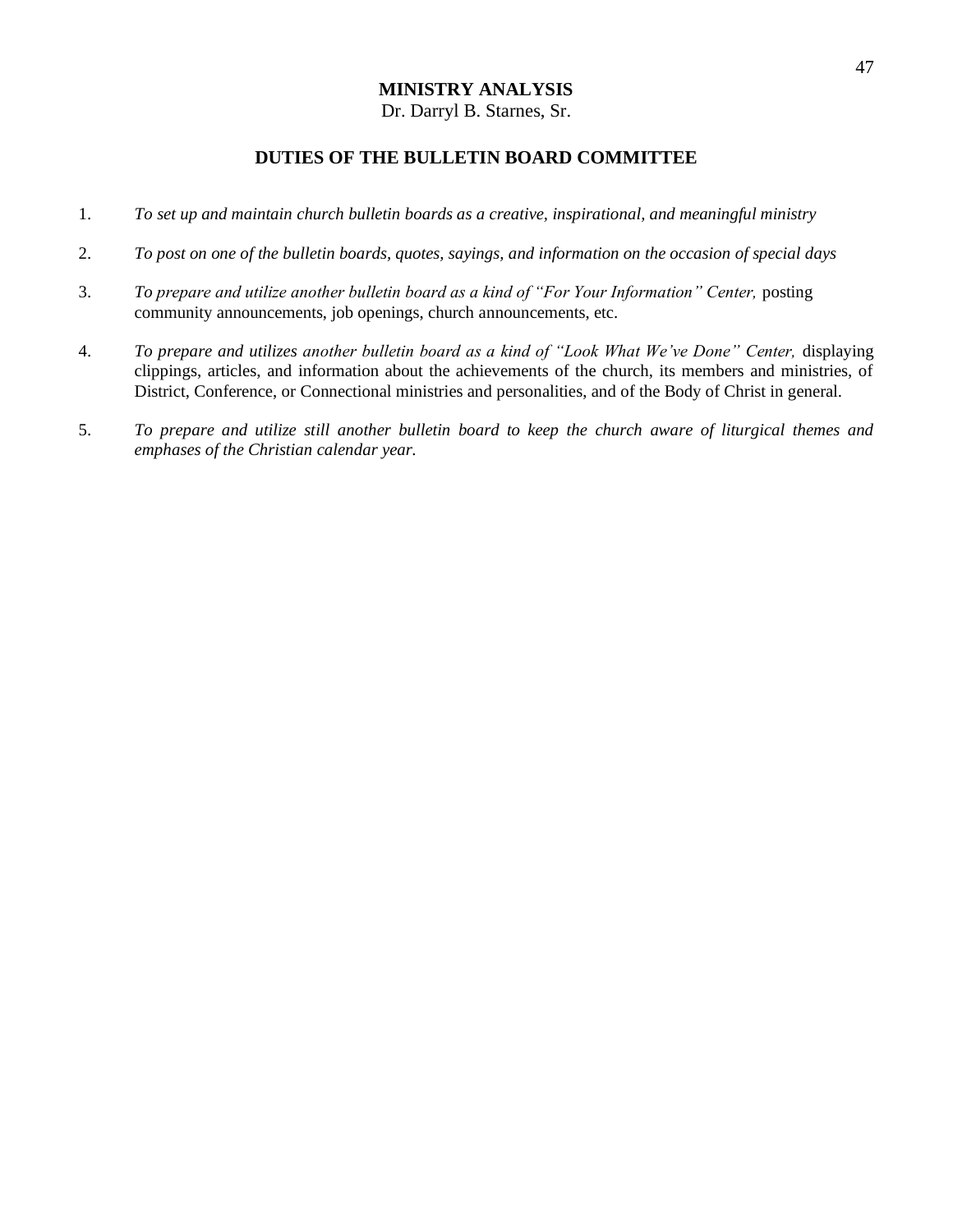**MINISTRY ANALYSIS**
Dr. Darryl B. Starnes, Sr.

## DUTIES OF THE BULLETIN BOARD COMMITTEE

1. *To set up and maintain church bulletin boards as a creative, inspirational, and meaningful ministry*

2. *To post on one of the bulletin boards, quotes, sayings, and information on the occasion of special days*

3. *To prepare and utilize another bulletin board as a kind of "For Your Information" Center,* posting community announcements, job openings, church announcements, etc.

4. *To prepare and utilizes another bulletin board as a kind of "Look What We've Done" Center,* displaying clippings, articles, and information about the achievements of the church, its members and ministries, of District, Conference, or Connectional ministries and personalities, and of the Body of Christ in general.

5. *To prepare and utilize still another bulletin board to keep the church aware of liturgical themes and emphases of the Christian calendar year.*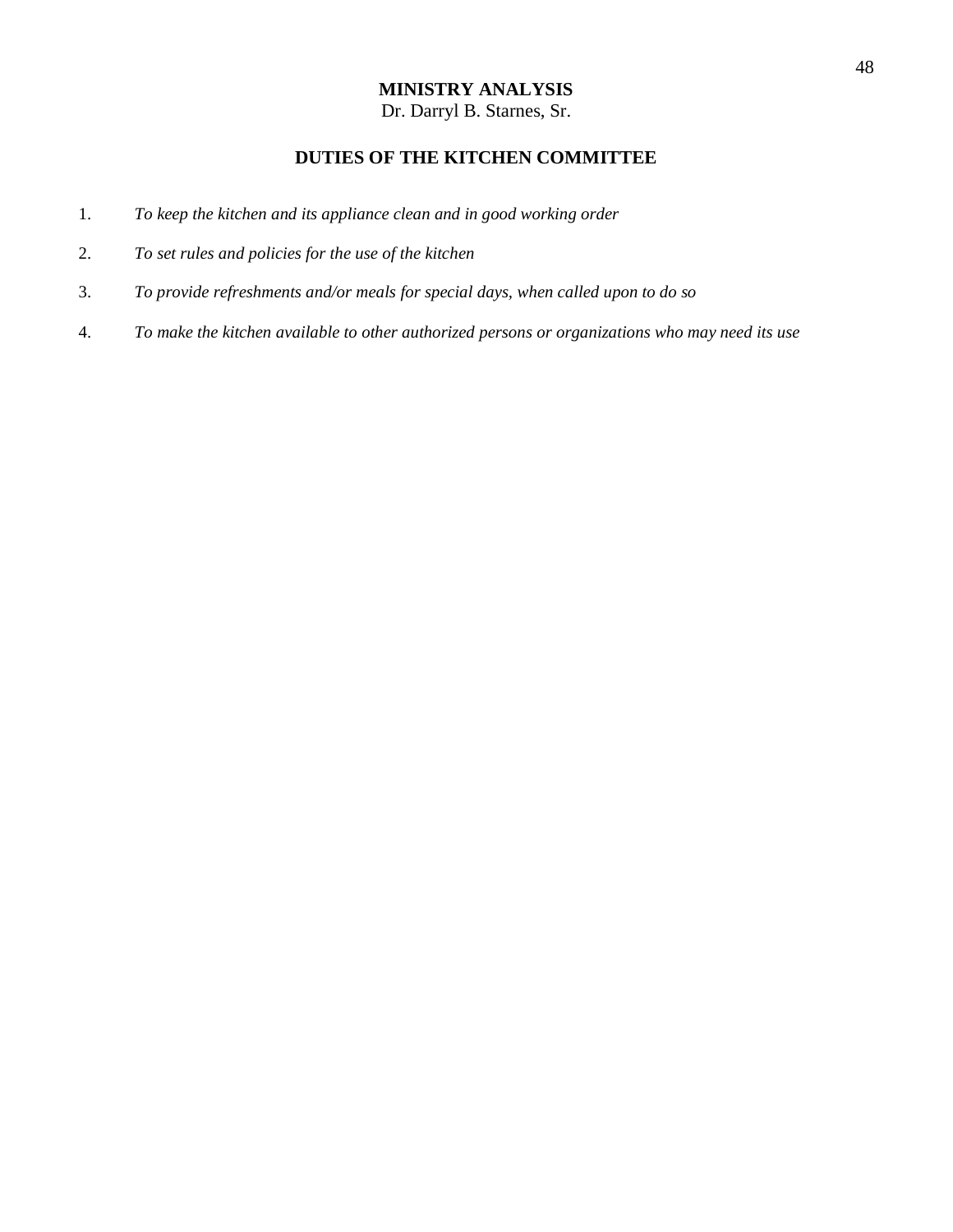**MINISTRY ANALYSIS**
Dr. Darryl B. Starnes, Sr.

## DUTIES OF THE KITCHEN COMMITTEE

1. *To keep the kitchen and its appliance clean and in good working order*
2. *To set rules and policies for the use of the kitchen*
3. *To provide refreshments and/or meals for special days, when called upon to do so*
4. *To make the kitchen available to other authorized persons or organizations who may need its use*